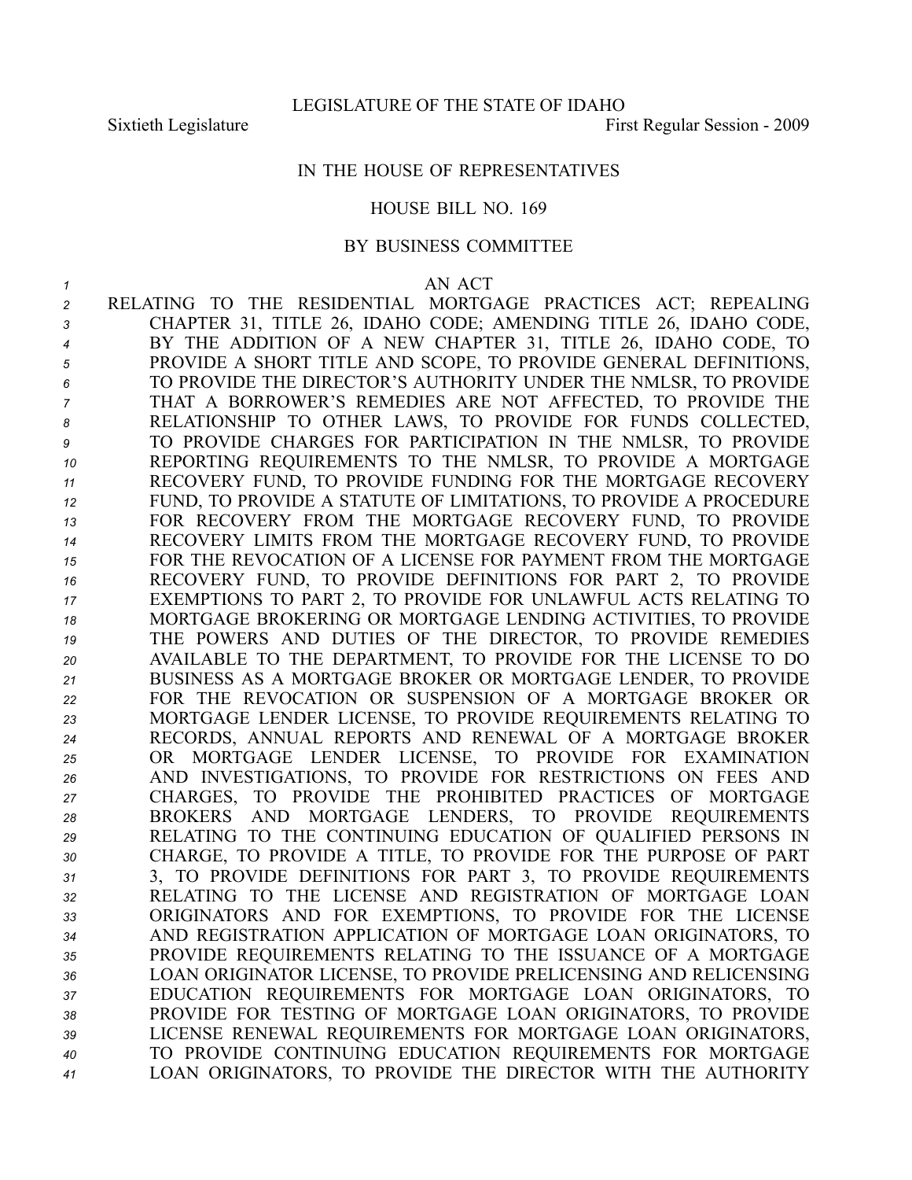LEGISLATURE OF THE STATE OF IDAHO

Sixtieth Legislature First Regular Session - 2009

IN THE HOUSE OF REPRESENTATIVES

HOUSE BILL NO. 169

BY BUSINESS COMMITTEE

AN ACT

RELATING TO THE RESIDENTIAL MORTGAGE PRACTICES ACT; REPEALING CHAPTER 31, TITLE 26, IDAHO CODE; AMENDING TITLE 26, IDAHO CODE, BY THE ADDITION OF A NEW CHAPTER 31, TITLE 26, IDAHO CODE, TO PROVIDE A SHORT TITLE AND SCOPE, TO PROVIDE GENERAL DEFINITIONS, TO PROVIDE THE DIRECTOR'S AUTHORITY UNDER THE NMLSR, TO PROVIDE THAT A BORROWER'S REMEDIES ARE NOT AFFECTED, TO PROVIDE THE RELATIONSHIP TO OTHER LAWS, TO PROVIDE FOR FUNDS COLLECTED, TO PROVIDE CHARGES FOR PARTICIPATION IN THE NMLSR, TO PROVIDE REPORTING REQUIREMENTS TO THE NMLSR, TO PROVIDE A MORTGAGE RECOVERY FUND, TO PROVIDE FUNDING FOR THE MORTGAGE RECOVERY FUND, TO PROVIDE A STATUTE OF LIMITATIONS, TO PROVIDE A PROCEDURE FOR RECOVERY FROM THE MORTGAGE RECOVERY FUND, TO PROVIDE RECOVERY LIMITS FROM THE MORTGAGE RECOVERY FUND, TO PROVIDE FOR THE REVOCATION OF A LICENSE FOR PAYMENT FROM THE MORTGAGE RECOVERY FUND, TO PROVIDE DEFINITIONS FOR PART 2, TO PROVIDE EXEMPTIONS TO PART 2, TO PROVIDE FOR UNLAWFUL ACTS RELATING TO MORTGAGE BROKERING OR MORTGAGE LENDING ACTIVITIES, TO PROVIDE THE POWERS AND DUTIES OF THE DIRECTOR, TO PROVIDE REMEDIES AVAILABLE TO THE DEPARTMENT, TO PROVIDE FOR THE LICENSE TO DO BUSINESS AS A MORTGAGE BROKER OR MORTGAGE LENDER, TO PROVIDE FOR THE REVOCATION OR SUSPENSION OF A MORTGAGE BROKER OR MORTGAGE LENDER LICENSE, TO PROVIDE REQUIREMENTS RELATING TO RECORDS, ANNUAL REPORTS AND RENEWAL OF A MORTGAGE BROKER OR MORTGAGE LENDER LICENSE, TO PROVIDE FOR EXAMINATION AND INVESTIGATIONS, TO PROVIDE FOR RESTRICTIONS ON FEES AND CHARGES, TO PROVIDE THE PROHIBITED PRACTICES OF MORTGAGE BROKERS AND MORTGAGE LENDERS, TO PROVIDE REQUIREMENTS RELATING TO THE CONTINUING EDUCATION OF QUALIFIED PERSONS IN CHARGE, TO PROVIDE A TITLE, TO PROVIDE FOR THE PURPOSE OF PART 3, TO PROVIDE DEFINITIONS FOR PART 3, TO PROVIDE REQUIREMENTS RELATING TO THE LICENSE AND REGISTRATION OF MORTGAGE LOAN ORIGINATORS AND FOR EXEMPTIONS, TO PROVIDE FOR THE LICENSE AND REGISTRATION APPLICATION OF MORTGAGE LOAN ORIGINATORS, TO PROVIDE REQUIREMENTS RELATING TO THE ISSUANCE OF A MORTGAGE LOAN ORIGINATOR LICENSE, TO PROVIDE PRELICENSING AND RELICENSING EDUCATION REQUIREMENTS FOR MORTGAGE LOAN ORIGINATORS, TO PROVIDE FOR TESTING OF MORTGAGE LOAN ORIGINATORS, TO PROVIDE LICENSE RENEWAL REQUIREMENTS FOR MORTGAGE LOAN ORIGINATORS, TO PROVIDE CONTINUING EDUCATION REQUIREMENTS FOR MORTGAGE LOAN ORIGINATORS, TO PROVIDE THE DIRECTOR WITH THE AUTHORITY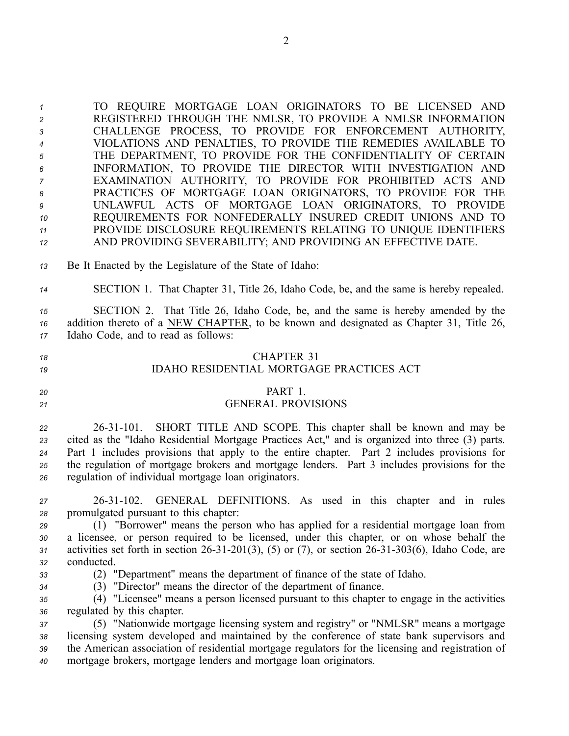TO REQUIRE MORTGAGE LOAN ORIGINATORS TO BE LICENSED AND REGISTERED THROUGH THE NMLSR, TO PROVIDE A NMLSR INFORMATION CHALLENGE PROCESS, TO PROVIDE FOR ENFORCEMENT AUTHORITY, VIOLATIONS AND PENALTIES, TO PROVIDE THE REMEDIES AVAILABLE TO THE DEPARTMENT, TO PROVIDE FOR THE CONFIDENTIALITY OF CERTAIN INFORMATION, TO PROVIDE THE DIRECTOR WITH INVESTIGATION AND EXAMINATION AUTHORITY, TO PROVIDE FOR PROHIBITED ACTS AND PRACTICES OF MORTGAGE LOAN ORIGINATORS, TO PROVIDE FOR THE UNLAWFUL ACTS OF MORTGAGE LOAN ORIGINATORS, TO PROVIDE REQUIREMENTS FOR NONFEDERALLY INSURED CREDIT UNIONS AND TO PROVIDE DISCLOSURE REQUIREMENTS RELATING TO UNIQUE IDENTIFIERS AND PROVIDING SEVERABILITY; AND PROVIDING AN EFFECTIVE DATE.

Be It Enacted by the Legislature of the State of Idaho:

SECTION 1. That Chapter 31, Title 26, Idaho Code, be, and the same is hereby repealed.

SECTION 2. That Title 26, Idaho Code, be, and the same is hereby amended by the addition thereto of a NEW CHAPTER, to be known and designated as Chapter 31, Title 26, Idaho Code, and to read as follows:

## CHAPTER 31
## IDAHO RESIDENTIAL MORTGAGE PRACTICES ACT

### PART 1.
### GENERAL PROVISIONS

26-31-101. SHORT TITLE AND SCOPE. This chapter shall be known and may be cited as the "Idaho Residential Mortgage Practices Act," and is organized into three (3) parts. Part 1 includes provisions that apply to the entire chapter. Part 2 includes provisions for the regulation of mortgage brokers and mortgage lenders. Part 3 includes provisions for the regulation of individual mortgage loan originators.

26-31-102. GENERAL DEFINITIONS. As used in this chapter and in rules promulgated pursuant to this chapter:

(1) "Borrower" means the person who has applied for a residential mortgage loan from a licensee, or person required to be licensed, under this chapter, or on whose behalf the activities set forth in section 26-31-201(3), (5) or (7), or section 26-31-303(6), Idaho Code, are conducted.

(2) "Department" means the department of finance of the state of Idaho.

(3) "Director" means the director of the department of finance.

(4) "Licensee" means a person licensed pursuant to this chapter to engage in the activities regulated by this chapter.

(5) "Nationwide mortgage licensing system and registry" or "NMLSR" means a mortgage licensing system developed and maintained by the conference of state bank supervisors and the American association of residential mortgage regulators for the licensing and registration of mortgage brokers, mortgage lenders and mortgage loan originators.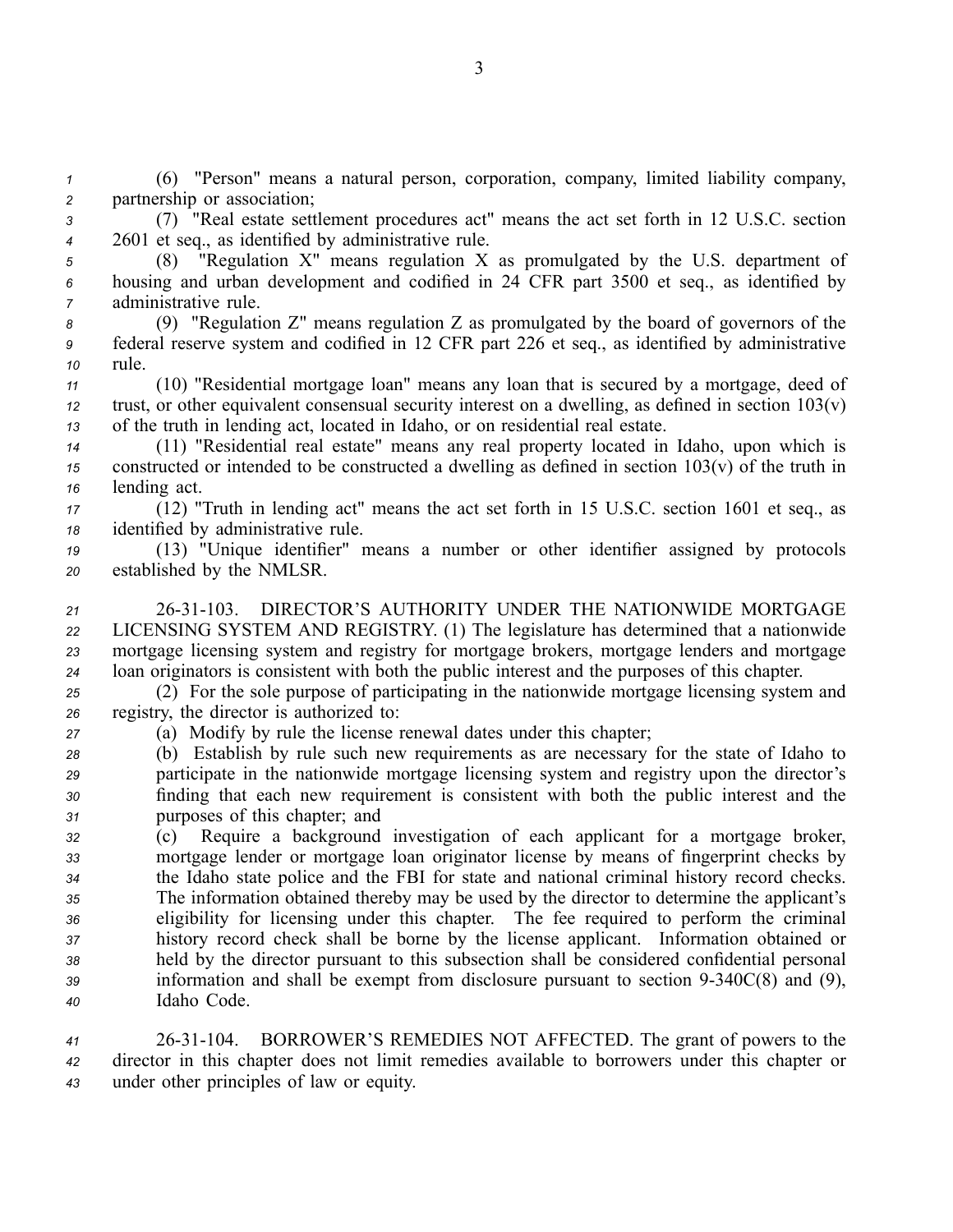(6) "Person" means a natural person, corporation, company, limited liability company, partnership or association;

(7) "Real estate settlement procedures act" means the act set forth in 12 U.S.C. section 2601 et seq., as identified by administrative rule.

(8) "Regulation X" means regulation X as promulgated by the U.S. department of housing and urban development and codified in 24 CFR part 3500 et seq., as identified by administrative rule.

(9) "Regulation Z" means regulation Z as promulgated by the board of governors of the federal reserve system and codified in 12 CFR part 226 et seq., as identified by administrative rule.

(10) "Residential mortgage loan" means any loan that is secured by a mortgage, deed of trust, or other equivalent consensual security interest on a dwelling, as defined in section 103(v) of the truth in lending act, located in Idaho, or on residential real estate.

(11) "Residential real estate" means any real property located in Idaho, upon which is constructed or intended to be constructed a dwelling as defined in section 103(v) of the truth in lending act.

(12) "Truth in lending act" means the act set forth in 15 U.S.C. section 1601 et seq., as identified by administrative rule.

(13) "Unique identifier" means a number or other identifier assigned by protocols established by the NMLSR.

26-31-103. DIRECTOR'S AUTHORITY UNDER THE NATIONWIDE MORTGAGE LICENSING SYSTEM AND REGISTRY. (1) The legislature has determined that a nationwide mortgage licensing system and registry for mortgage brokers, mortgage lenders and mortgage loan originators is consistent with both the public interest and the purposes of this chapter.

(2) For the sole purpose of participating in the nationwide mortgage licensing system and registry, the director is authorized to:

(a) Modify by rule the license renewal dates under this chapter;

(b) Establish by rule such new requirements as are necessary for the state of Idaho to participate in the nationwide mortgage licensing system and registry upon the director's finding that each new requirement is consistent with both the public interest and the purposes of this chapter; and

(c) Require a background investigation of each applicant for a mortgage broker, mortgage lender or mortgage loan originator license by means of fingerprint checks by the Idaho state police and the FBI for state and national criminal history record checks. The information obtained thereby may be used by the director to determine the applicant's eligibility for licensing under this chapter. The fee required to perform the criminal history record check shall be borne by the license applicant. Information obtained or held by the director pursuant to this subsection shall be considered confidential personal information and shall be exempt from disclosure pursuant to section 9-340C(8) and (9), Idaho Code.

26-31-104. BORROWER'S REMEDIES NOT AFFECTED. The grant of powers to the director in this chapter does not limit remedies available to borrowers under this chapter or under other principles of law or equity.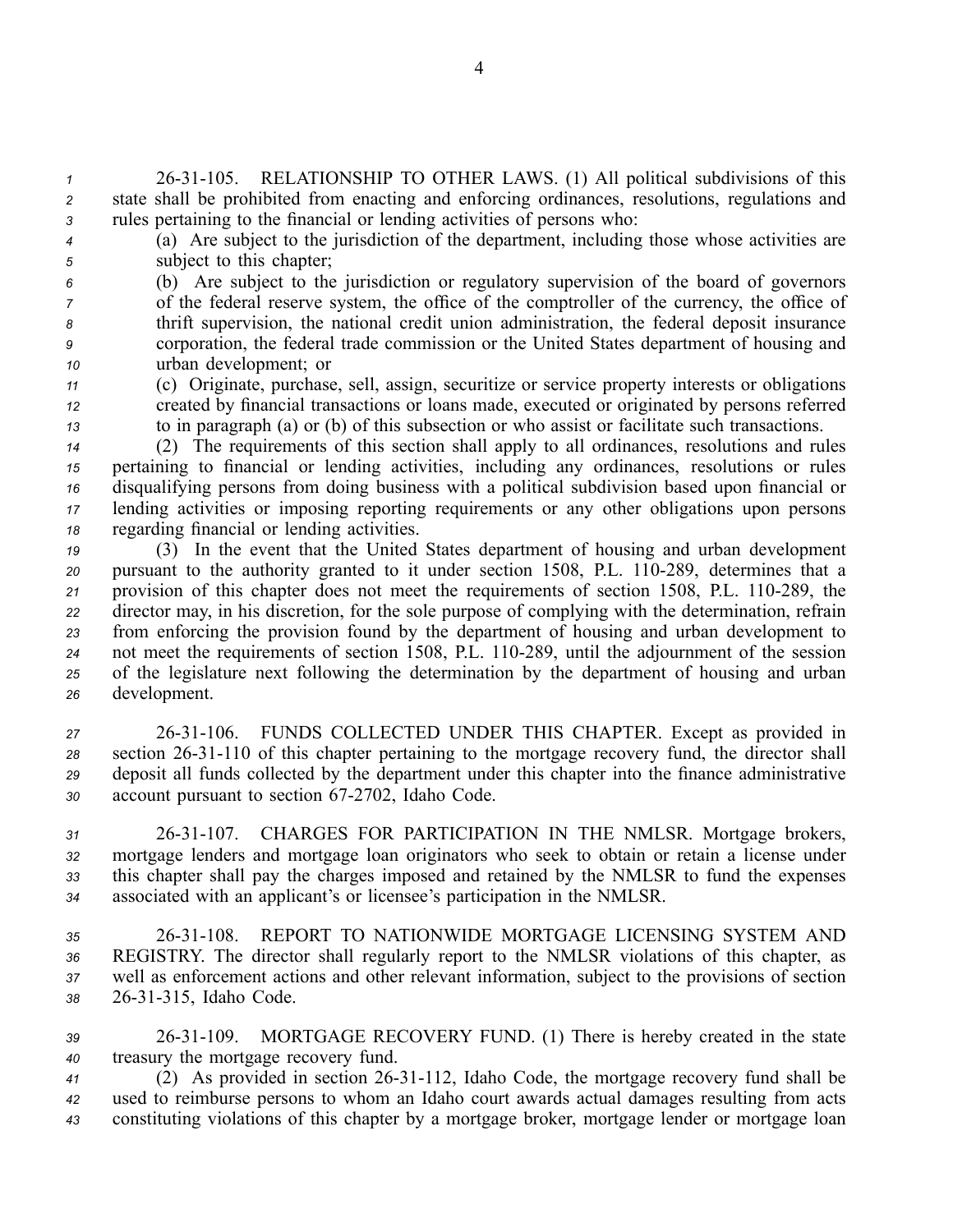26-31-105. RELATIONSHIP TO OTHER LAWS. (1) All political subdivisions of this state shall be prohibited from enacting and enforcing ordinances, resolutions, regulations and rules pertaining to the financial or lending activities of persons who:

(a) Are subject to the jurisdiction of the department, including those whose activities are subject to this chapter;

(b) Are subject to the jurisdiction or regulatory supervision of the board of governors of the federal reserve system, the office of the comptroller of the currency, the office of thrift supervision, the national credit union administration, the federal deposit insurance corporation, the federal trade commission or the United States department of housing and urban development; or

(c) Originate, purchase, sell, assign, securitize or service property interests or obligations created by financial transactions or loans made, executed or originated by persons referred to in paragraph (a) or (b) of this subsection or who assist or facilitate such transactions.

(2) The requirements of this section shall apply to all ordinances, resolutions and rules pertaining to financial or lending activities, including any ordinances, resolutions or rules disqualifying persons from doing business with a political subdivision based upon financial or lending activities or imposing reporting requirements or any other obligations upon persons regarding financial or lending activities.

(3) In the event that the United States department of housing and urban development pursuant to the authority granted to it under section 1508, P.L. 110-289, determines that a provision of this chapter does not meet the requirements of section 1508, P.L. 110-289, the director may, in his discretion, for the sole purpose of complying with the determination, refrain from enforcing the provision found by the department of housing and urban development to not meet the requirements of section 1508, P.L. 110-289, until the adjournment of the session of the legislature next following the determination by the department of housing and urban development.

26-31-106. FUNDS COLLECTED UNDER THIS CHAPTER. Except as provided in section 26-31-110 of this chapter pertaining to the mortgage recovery fund, the director shall deposit all funds collected by the department under this chapter into the finance administrative account pursuant to section 67-2702, Idaho Code.

26-31-107. CHARGES FOR PARTICIPATION IN THE NMLSR. Mortgage brokers, mortgage lenders and mortgage loan originators who seek to obtain or retain a license under this chapter shall pay the charges imposed and retained by the NMLSR to fund the expenses associated with an applicant's or licensee's participation in the NMLSR.

26-31-108. REPORT TO NATIONWIDE MORTGAGE LICENSING SYSTEM AND REGISTRY. The director shall regularly report to the NMLSR violations of this chapter, as well as enforcement actions and other relevant information, subject to the provisions of section 26-31-315, Idaho Code.

26-31-109. MORTGAGE RECOVERY FUND. (1) There is hereby created in the state treasury the mortgage recovery fund.

(2) As provided in section 26-31-112, Idaho Code, the mortgage recovery fund shall be used to reimburse persons to whom an Idaho court awards actual damages resulting from acts constituting violations of this chapter by a mortgage broker, mortgage lender or mortgage loan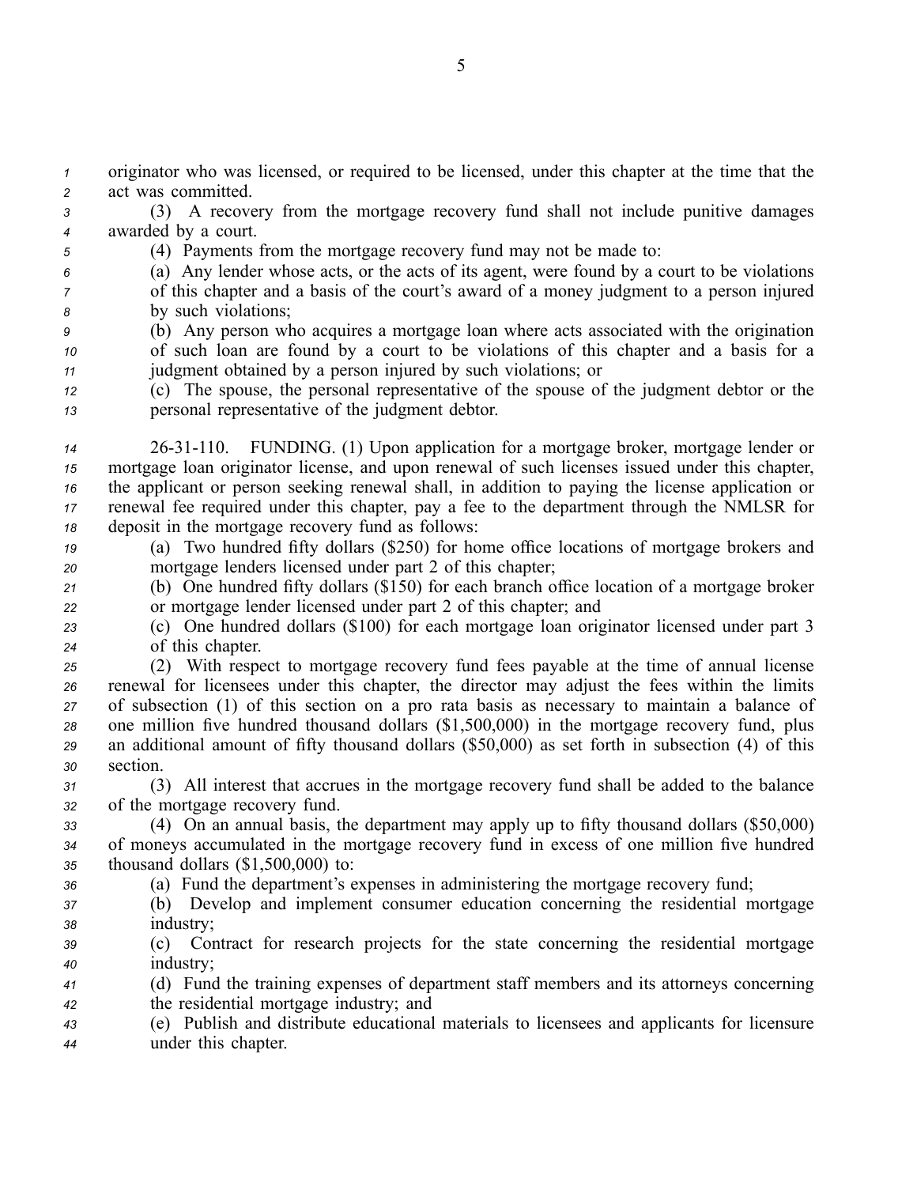originator who was licensed, or required to be licensed, under this chapter at the time that the act was committed.

(3) A recovery from the mortgage recovery fund shall not include punitive damages awarded by a court.

(4) Payments from the mortgage recovery fund may not be made to:

(a) Any lender whose acts, or the acts of its agent, were found by a court to be violations of this chapter and a basis of the court's award of a money judgment to a person injured by such violations;

(b) Any person who acquires a mortgage loan where acts associated with the origination of such loan are found by a court to be violations of this chapter and a basis for a judgment obtained by a person injured by such violations; or

(c) The spouse, the personal representative of the spouse of the judgment debtor or the personal representative of the judgment debtor.

26-31-110. FUNDING. (1) Upon application for a mortgage broker, mortgage lender or mortgage loan originator license, and upon renewal of such licenses issued under this chapter, the applicant or person seeking renewal shall, in addition to paying the license application or renewal fee required under this chapter, pay a fee to the department through the NMLSR for deposit in the mortgage recovery fund as follows:

(a) Two hundred fifty dollars ($250) for home office locations of mortgage brokers and mortgage lenders licensed under part 2 of this chapter;

(b) One hundred fifty dollars ($150) for each branch office location of a mortgage broker or mortgage lender licensed under part 2 of this chapter; and

(c) One hundred dollars ($100) for each mortgage loan originator licensed under part 3 of this chapter.

(2) With respect to mortgage recovery fund fees payable at the time of annual license renewal for licensees under this chapter, the director may adjust the fees within the limits of subsection (1) of this section on a pro rata basis as necessary to maintain a balance of one million five hundred thousand dollars ($1,500,000) in the mortgage recovery fund, plus an additional amount of fifty thousand dollars ($50,000) as set forth in subsection (4) of this section.

(3) All interest that accrues in the mortgage recovery fund shall be added to the balance of the mortgage recovery fund.

(4) On an annual basis, the department may apply up to fifty thousand dollars ($50,000) of moneys accumulated in the mortgage recovery fund in excess of one million five hundred thousand dollars ($1,500,000) to:

(a) Fund the department's expenses in administering the mortgage recovery fund;

(b) Develop and implement consumer education concerning the residential mortgage industry;

(c) Contract for research projects for the state concerning the residential mortgage industry;

(d) Fund the training expenses of department staff members and its attorneys concerning the residential mortgage industry; and

(e) Publish and distribute educational materials to licensees and applicants for licensure under this chapter.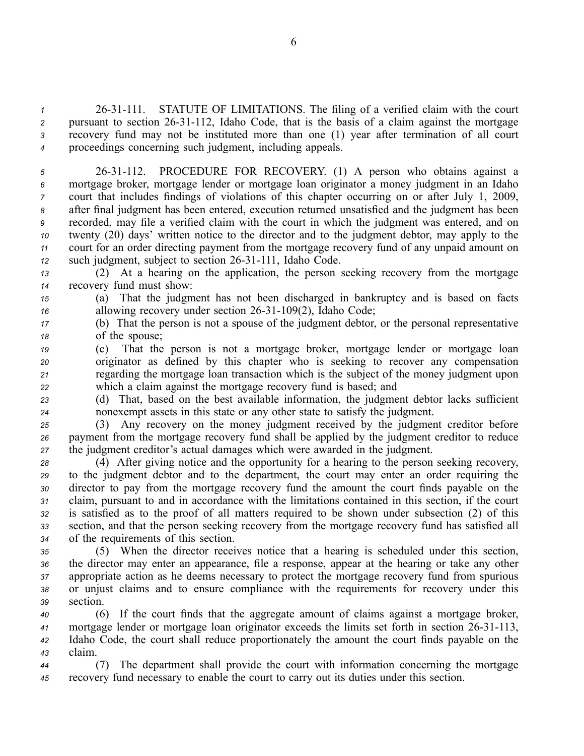26-31-111. STATUTE OF LIMITATIONS. The filing of a verified claim with the court pursuant to section 26-31-112, Idaho Code, that is the basis of a claim against the mortgage recovery fund may not be instituted more than one (1) year after termination of all court proceedings concerning such judgment, including appeals.

26-31-112. PROCEDURE FOR RECOVERY. (1) A person who obtains against a mortgage broker, mortgage lender or mortgage loan originator a money judgment in an Idaho court that includes findings of violations of this chapter occurring on or after July 1, 2009, after final judgment has been entered, execution returned unsatisfied and the judgment has been recorded, may file a verified claim with the court in which the judgment was entered, and on twenty (20) days' written notice to the director and to the judgment debtor, may apply to the court for an order directing payment from the mortgage recovery fund of any unpaid amount on such judgment, subject to section 26-31-111, Idaho Code.

(2) At a hearing on the application, the person seeking recovery from the mortgage recovery fund must show:

(a) That the judgment has not been discharged in bankruptcy and is based on facts allowing recovery under section 26-31-109(2), Idaho Code;

(b) That the person is not a spouse of the judgment debtor, or the personal representative of the spouse;

(c) That the person is not a mortgage broker, mortgage lender or mortgage loan originator as defined by this chapter who is seeking to recover any compensation regarding the mortgage loan transaction which is the subject of the money judgment upon which a claim against the mortgage recovery fund is based; and

(d) That, based on the best available information, the judgment debtor lacks sufficient nonexempt assets in this state or any other state to satisfy the judgment.

(3) Any recovery on the money judgment received by the judgment creditor before payment from the mortgage recovery fund shall be applied by the judgment creditor to reduce the judgment creditor's actual damages which were awarded in the judgment.

(4) After giving notice and the opportunity for a hearing to the person seeking recovery, to the judgment debtor and to the department, the court may enter an order requiring the director to pay from the mortgage recovery fund the amount the court finds payable on the claim, pursuant to and in accordance with the limitations contained in this section, if the court is satisfied as to the proof of all matters required to be shown under subsection (2) of this section, and that the person seeking recovery from the mortgage recovery fund has satisfied all of the requirements of this section.

(5) When the director receives notice that a hearing is scheduled under this section, the director may enter an appearance, file a response, appear at the hearing or take any other appropriate action as he deems necessary to protect the mortgage recovery fund from spurious or unjust claims and to ensure compliance with the requirements for recovery under this section.

(6) If the court finds that the aggregate amount of claims against a mortgage broker, mortgage lender or mortgage loan originator exceeds the limits set forth in section 26-31-113, Idaho Code, the court shall reduce proportionately the amount the court finds payable on the claim.

(7) The department shall provide the court with information concerning the mortgage recovery fund necessary to enable the court to carry out its duties under this section.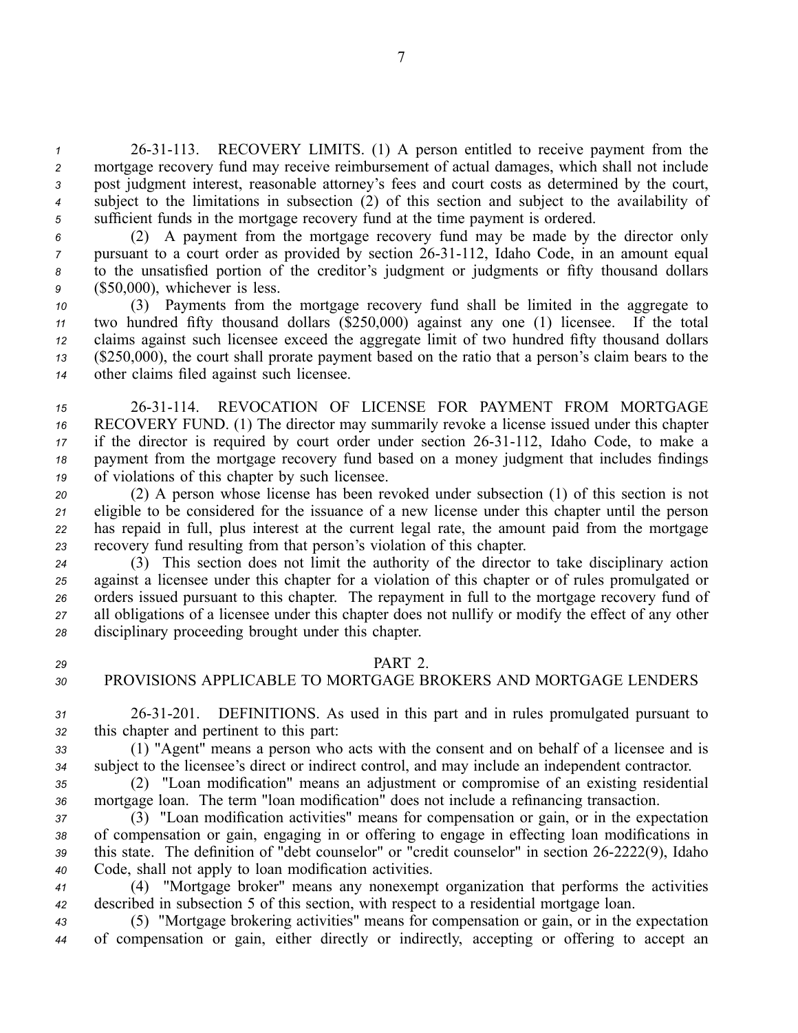26-31-113. RECOVERY LIMITS. (1) A person entitled to receive payment from the mortgage recovery fund may receive reimbursement of actual damages, which shall not include post judgment interest, reasonable attorney's fees and court costs as determined by the court, subject to the limitations in subsection (2) of this section and subject to the availability of sufficient funds in the mortgage recovery fund at the time payment is ordered.

(2) A payment from the mortgage recovery fund may be made by the director only pursuant to a court order as provided by section 26-31-112, Idaho Code, in an amount equal to the unsatisfied portion of the creditor's judgment or judgments or fifty thousand dollars ($50,000), whichever is less.

(3) Payments from the mortgage recovery fund shall be limited in the aggregate to two hundred fifty thousand dollars ($250,000) against any one (1) licensee. If the total claims against such licensee exceed the aggregate limit of two hundred fifty thousand dollars ($250,000), the court shall prorate payment based on the ratio that a person's claim bears to the other claims filed against such licensee.

26-31-114. REVOCATION OF LICENSE FOR PAYMENT FROM MORTGAGE RECOVERY FUND. (1) The director may summarily revoke a license issued under this chapter if the director is required by court order under section 26-31-112, Idaho Code, to make a payment from the mortgage recovery fund based on a money judgment that includes findings of violations of this chapter by such licensee.

(2) A person whose license has been revoked under subsection (1) of this section is not eligible to be considered for the issuance of a new license under this chapter until the person has repaid in full, plus interest at the current legal rate, the amount paid from the mortgage recovery fund resulting from that person's violation of this chapter.

(3) This section does not limit the authority of the director to take disciplinary action against a licensee under this chapter for a violation of this chapter or of rules promulgated or orders issued pursuant to this chapter. The repayment in full to the mortgage recovery fund of all obligations of a licensee under this chapter does not nullify or modify the effect of any other disciplinary proceeding brought under this chapter.

PART 2.
PROVISIONS APPLICABLE TO MORTGAGE BROKERS AND MORTGAGE LENDERS

26-31-201. DEFINITIONS. As used in this part and in rules promulgated pursuant to this chapter and pertinent to this part:

(1) "Agent" means a person who acts with the consent and on behalf of a licensee and is subject to the licensee's direct or indirect control, and may include an independent contractor.

(2) "Loan modification" means an adjustment or compromise of an existing residential mortgage loan. The term "loan modification" does not include a refinancing transaction.

(3) "Loan modification activities" means for compensation or gain, or in the expectation of compensation or gain, engaging in or offering to engage in effecting loan modifications in this state. The definition of "debt counselor" or "credit counselor" in section 26-2222(9), Idaho Code, shall not apply to loan modification activities.

(4) "Mortgage broker" means any nonexempt organization that performs the activities described in subsection 5 of this section, with respect to a residential mortgage loan.

(5) "Mortgage brokering activities" means for compensation or gain, or in the expectation of compensation or gain, either directly or indirectly, accepting or offering to accept an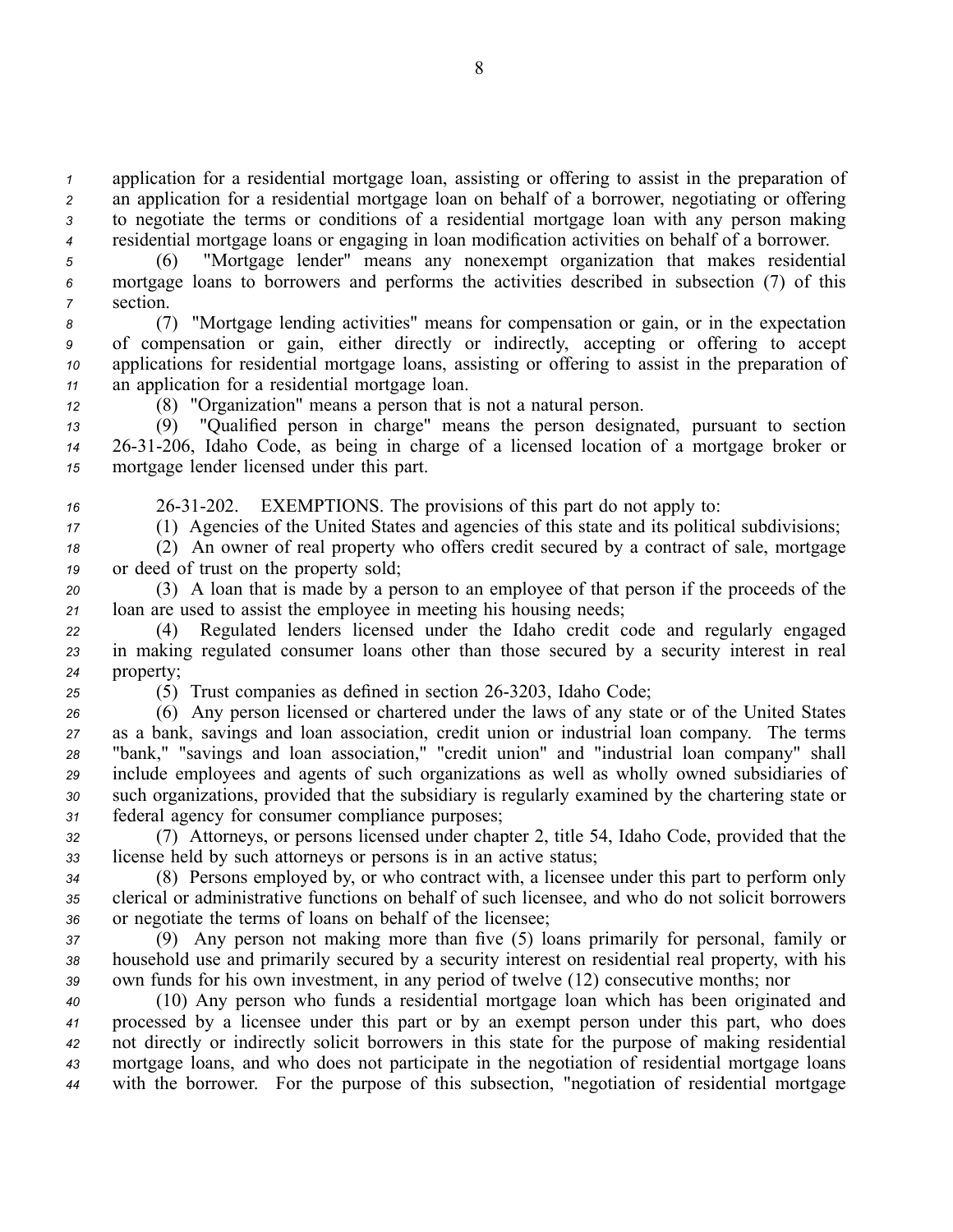application for a residential mortgage loan, assisting or offering to assist in the preparation of an application for a residential mortgage loan on behalf of a borrower, negotiating or offering to negotiate the terms or conditions of a residential mortgage loan with any person making residential mortgage loans or engaging in loan modification activities on behalf of a borrower.

(6) "Mortgage lender" means any nonexempt organization that makes residential mortgage loans to borrowers and performs the activities described in subsection (7) of this section.

(7) "Mortgage lending activities" means for compensation or gain, or in the expectation of compensation or gain, either directly or indirectly, accepting or offering to accept applications for residential mortgage loans, assisting or offering to assist in the preparation of an application for a residential mortgage loan.

(8) "Organization" means a person that is not a natural person.

(9) "Qualified person in charge" means the person designated, pursuant to section 26-31-206, Idaho Code, as being in charge of a licensed location of a mortgage broker or mortgage lender licensed under this part.

26-31-202. EXEMPTIONS. The provisions of this part do not apply to:

(1) Agencies of the United States and agencies of this state and its political subdivisions;

(2) An owner of real property who offers credit secured by a contract of sale, mortgage or deed of trust on the property sold;

(3) A loan that is made by a person to an employee of that person if the proceeds of the loan are used to assist the employee in meeting his housing needs;

(4) Regulated lenders licensed under the Idaho credit code and regularly engaged in making regulated consumer loans other than those secured by a security interest in real property;

(5) Trust companies as defined in section 26-3203, Idaho Code;

(6) Any person licensed or chartered under the laws of any state or of the United States as a bank, savings and loan association, credit union or industrial loan company. The terms "bank," "savings and loan association," "credit union" and "industrial loan company" shall include employees and agents of such organizations as well as wholly owned subsidiaries of such organizations, provided that the subsidiary is regularly examined by the chartering state or federal agency for consumer compliance purposes;

(7) Attorneys, or persons licensed under chapter 2, title 54, Idaho Code, provided that the license held by such attorneys or persons is in an active status;

(8) Persons employed by, or who contract with, a licensee under this part to perform only clerical or administrative functions on behalf of such licensee, and who do not solicit borrowers or negotiate the terms of loans on behalf of the licensee;

(9) Any person not making more than five (5) loans primarily for personal, family or household use and primarily secured by a security interest on residential real property, with his own funds for his own investment, in any period of twelve (12) consecutive months; nor

(10) Any person who funds a residential mortgage loan which has been originated and processed by a licensee under this part or by an exempt person under this part, who does not directly or indirectly solicit borrowers in this state for the purpose of making residential mortgage loans, and who does not participate in the negotiation of residential mortgage loans with the borrower. For the purpose of this subsection, "negotiation of residential mortgage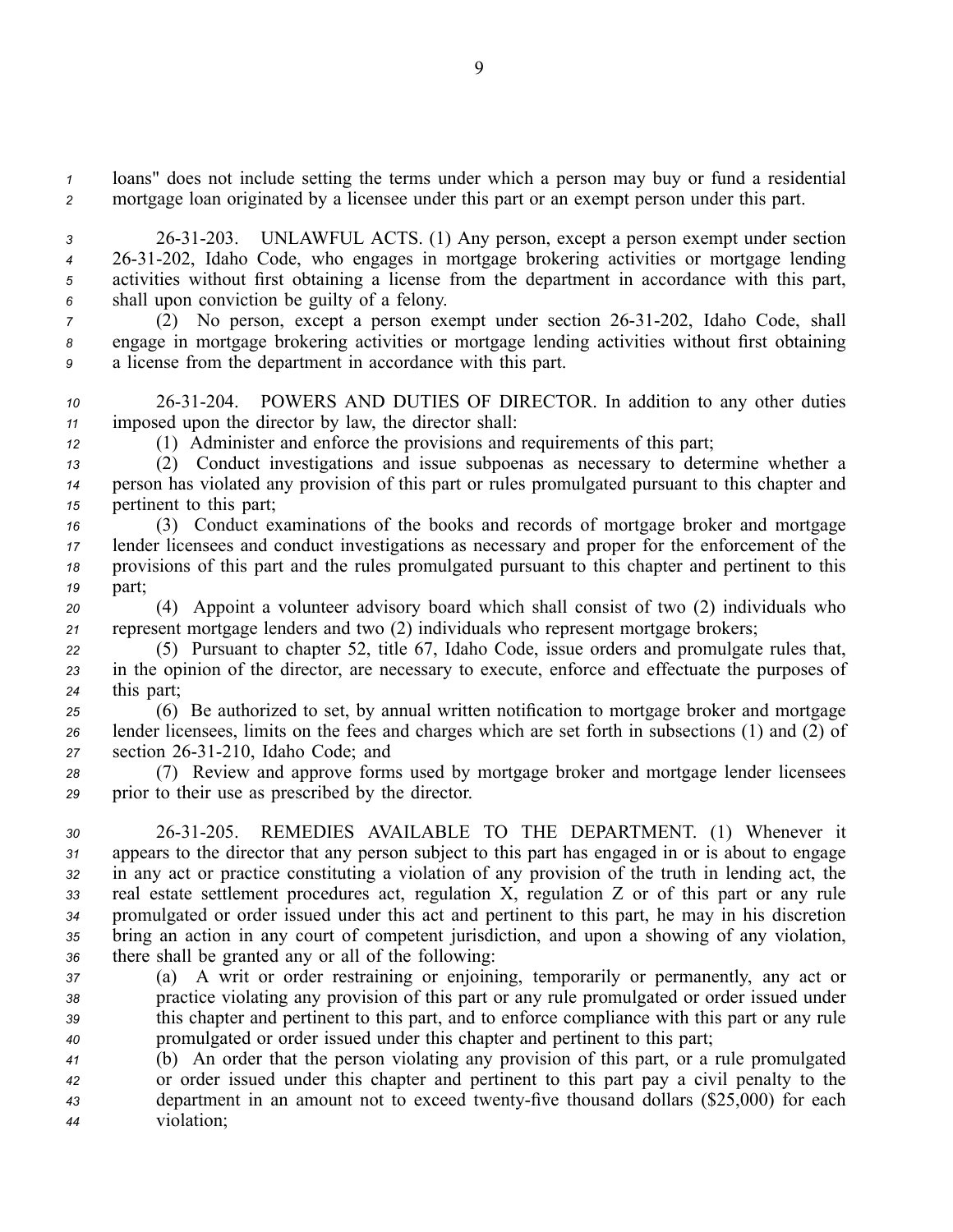loans" does not include setting the terms under which a person may buy or fund a residential mortgage loan originated by a licensee under this part or an exempt person under this part.

26-31-203. UNLAWFUL ACTS. (1) Any person, except a person exempt under section 26-31-202, Idaho Code, who engages in mortgage brokering activities or mortgage lending activities without first obtaining a license from the department in accordance with this part, shall upon conviction be guilty of a felony.

(2) No person, except a person exempt under section 26-31-202, Idaho Code, shall engage in mortgage brokering activities or mortgage lending activities without first obtaining a license from the department in accordance with this part.

26-31-204. POWERS AND DUTIES OF DIRECTOR. In addition to any other duties imposed upon the director by law, the director shall:

(1) Administer and enforce the provisions and requirements of this part;

(2) Conduct investigations and issue subpoenas as necessary to determine whether a person has violated any provision of this part or rules promulgated pursuant to this chapter and pertinent to this part;

(3) Conduct examinations of the books and records of mortgage broker and mortgage lender licensees and conduct investigations as necessary and proper for the enforcement of the provisions of this part and the rules promulgated pursuant to this chapter and pertinent to this part;

(4) Appoint a volunteer advisory board which shall consist of two (2) individuals who represent mortgage lenders and two (2) individuals who represent mortgage brokers;

(5) Pursuant to chapter 52, title 67, Idaho Code, issue orders and promulgate rules that, in the opinion of the director, are necessary to execute, enforce and effectuate the purposes of this part;

(6) Be authorized to set, by annual written notification to mortgage broker and mortgage lender licensees, limits on the fees and charges which are set forth in subsections (1) and (2) of section 26-31-210, Idaho Code; and

(7) Review and approve forms used by mortgage broker and mortgage lender licensees prior to their use as prescribed by the director.

26-31-205. REMEDIES AVAILABLE TO THE DEPARTMENT. (1) Whenever it appears to the director that any person subject to this part has engaged in or is about to engage in any act or practice constituting a violation of any provision of the truth in lending act, the real estate settlement procedures act, regulation X, regulation Z or of this part or any rule promulgated or order issued under this act and pertinent to this part, he may in his discretion bring an action in any court of competent jurisdiction, and upon a showing of any violation, there shall be granted any or all of the following:

(a) A writ or order restraining or enjoining, temporarily or permanently, any act or practice violating any provision of this part or any rule promulgated or order issued under this chapter and pertinent to this part, and to enforce compliance with this part or any rule promulgated or order issued under this chapter and pertinent to this part;

(b) An order that the person violating any provision of this part, or a rule promulgated or order issued under this chapter and pertinent to this part pay a civil penalty to the department in an amount not to exceed twenty-five thousand dollars ($25,000) for each violation;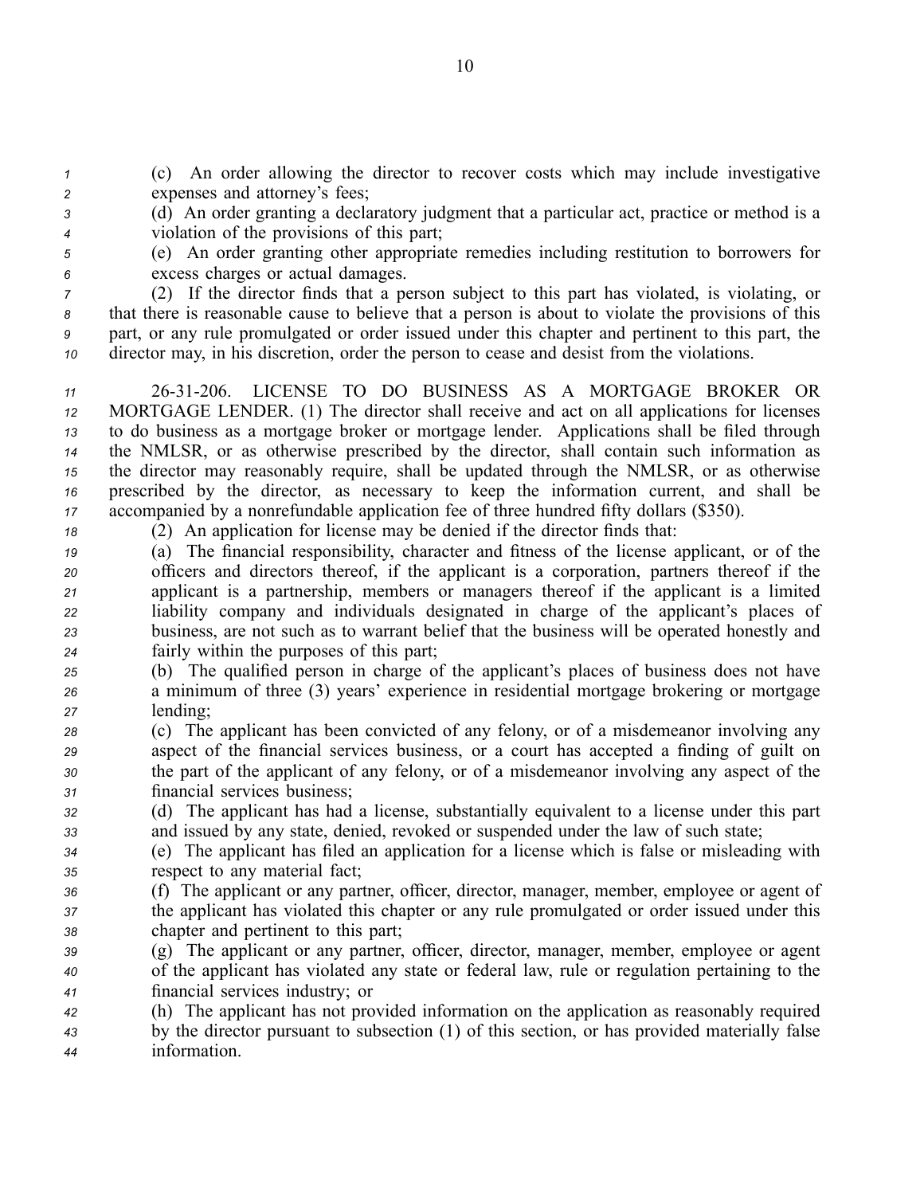(c) An order allowing the director to recover costs which may include investigative expenses and attorney's fees;

(d) An order granting a declaratory judgment that a particular act, practice or method is a violation of the provisions of this part;

(e) An order granting other appropriate remedies including restitution to borrowers for excess charges or actual damages.

(2) If the director finds that a person subject to this part has violated, is violating, or that there is reasonable cause to believe that a person is about to violate the provisions of this part, or any rule promulgated or order issued under this chapter and pertinent to this part, the director may, in his discretion, order the person to cease and desist from the violations.

26-31-206. LICENSE TO DO BUSINESS AS A MORTGAGE BROKER OR MORTGAGE LENDER. (1) The director shall receive and act on all applications for licenses to do business as a mortgage broker or mortgage lender. Applications shall be filed through the NMLSR, or as otherwise prescribed by the director, shall contain such information as the director may reasonably require, shall be updated through the NMLSR, or as otherwise prescribed by the director, as necessary to keep the information current, and shall be accompanied by a nonrefundable application fee of three hundred fifty dollars ($350).

(2) An application for license may be denied if the director finds that:

(a) The financial responsibility, character and fitness of the license applicant, or of the officers and directors thereof, if the applicant is a corporation, partners thereof if the applicant is a partnership, members or managers thereof if the applicant is a limited liability company and individuals designated in charge of the applicant's places of business, are not such as to warrant belief that the business will be operated honestly and fairly within the purposes of this part;

(b) The qualified person in charge of the applicant's places of business does not have a minimum of three (3) years' experience in residential mortgage brokering or mortgage lending;

(c) The applicant has been convicted of any felony, or of a misdemeanor involving any aspect of the financial services business, or a court has accepted a finding of guilt on the part of the applicant of any felony, or of a misdemeanor involving any aspect of the financial services business;

(d) The applicant has had a license, substantially equivalent to a license under this part and issued by any state, denied, revoked or suspended under the law of such state;

(e) The applicant has filed an application for a license which is false or misleading with respect to any material fact;

(f) The applicant or any partner, officer, director, manager, member, employee or agent of the applicant has violated this chapter or any rule promulgated or order issued under this chapter and pertinent to this part;

(g) The applicant or any partner, officer, director, manager, member, employee or agent of the applicant has violated any state or federal law, rule or regulation pertaining to the financial services industry; or

(h) The applicant has not provided information on the application as reasonably required by the director pursuant to subsection (1) of this section, or has provided materially false information.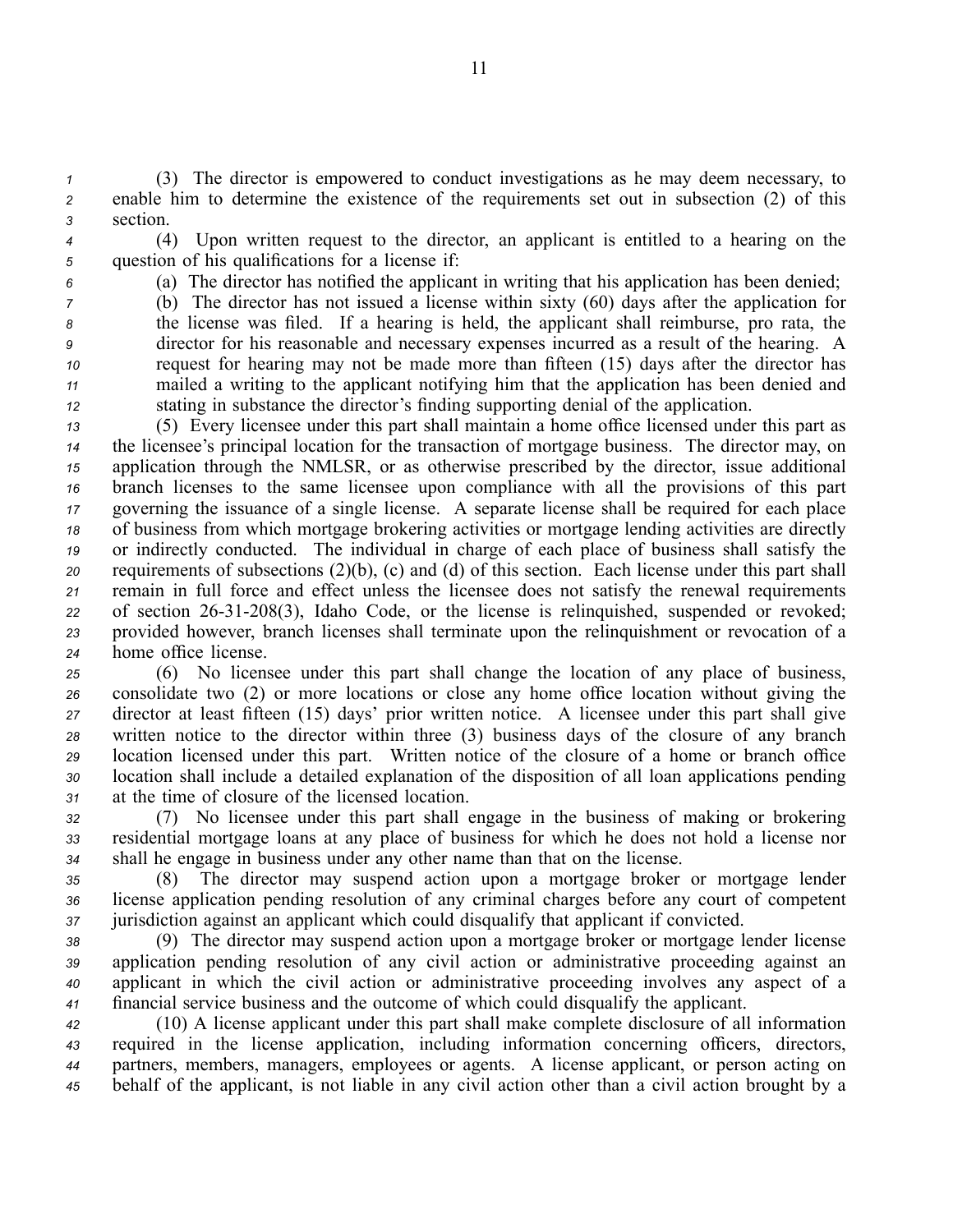(3) The director is empowered to conduct investigations as he may deem necessary, to enable him to determine the existence of the requirements set out in subsection (2) of this section.

(4) Upon written request to the director, an applicant is entitled to a hearing on the question of his qualifications for a license if:

(a) The director has notified the applicant in writing that his application has been denied;

(b) The director has not issued a license within sixty (60) days after the application for the license was filed. If a hearing is held, the applicant shall reimburse, pro rata, the director for his reasonable and necessary expenses incurred as a result of the hearing. A request for hearing may not be made more than fifteen (15) days after the director has mailed a writing to the applicant notifying him that the application has been denied and stating in substance the director's finding supporting denial of the application.

(5) Every licensee under this part shall maintain a home office licensed under this part as the licensee's principal location for the transaction of mortgage business. The director may, on application through the NMLSR, or as otherwise prescribed by the director, issue additional branch licenses to the same licensee upon compliance with all the provisions of this part governing the issuance of a single license. A separate license shall be required for each place of business from which mortgage brokering activities or mortgage lending activities are directly or indirectly conducted. The individual in charge of each place of business shall satisfy the requirements of subsections (2)(b), (c) and (d) of this section. Each license under this part shall remain in full force and effect unless the licensee does not satisfy the renewal requirements of section 26-31-208(3), Idaho Code, or the license is relinquished, suspended or revoked; provided however, branch licenses shall terminate upon the relinquishment or revocation of a home office license.

(6) No licensee under this part shall change the location of any place of business, consolidate two (2) or more locations or close any home office location without giving the director at least fifteen (15) days' prior written notice. A licensee under this part shall give written notice to the director within three (3) business days of the closure of any branch location licensed under this part. Written notice of the closure of a home or branch office location shall include a detailed explanation of the disposition of all loan applications pending at the time of closure of the licensed location.

(7) No licensee under this part shall engage in the business of making or brokering residential mortgage loans at any place of business for which he does not hold a license nor shall he engage in business under any other name than that on the license.

(8) The director may suspend action upon a mortgage broker or mortgage lender license application pending resolution of any criminal charges before any court of competent jurisdiction against an applicant which could disqualify that applicant if convicted.

(9) The director may suspend action upon a mortgage broker or mortgage lender license application pending resolution of any civil action or administrative proceeding against an applicant in which the civil action or administrative proceeding involves any aspect of a financial service business and the outcome of which could disqualify the applicant.

(10) A license applicant under this part shall make complete disclosure of all information required in the license application, including information concerning officers, directors, partners, members, managers, employees or agents. A license applicant, or person acting on behalf of the applicant, is not liable in any civil action other than a civil action brought by a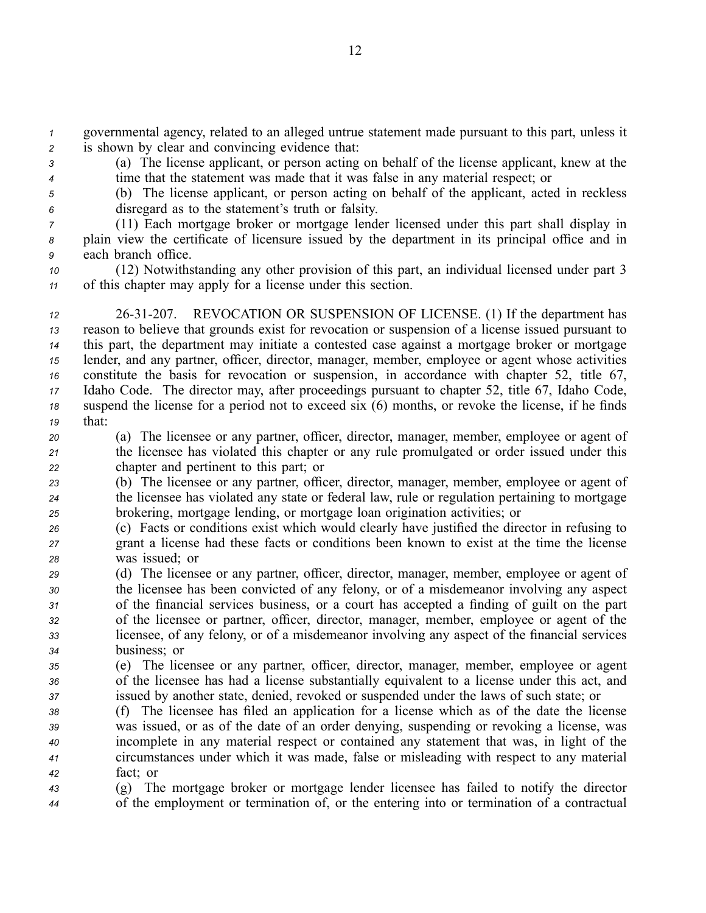governmental agency, related to an alleged untrue statement made pursuant to this part, unless it is shown by clear and convincing evidence that:

(a) The license applicant, or person acting on behalf of the license applicant, knew at the time that the statement was made that it was false in any material respect; or

(b) The license applicant, or person acting on behalf of the applicant, acted in reckless disregard as to the statement's truth or falsity.

(11) Each mortgage broker or mortgage lender licensed under this part shall display in plain view the certificate of licensure issued by the department in its principal office and in each branch office.

(12) Notwithstanding any other provision of this part, an individual licensed under part 3 of this chapter may apply for a license under this section.

26-31-207. REVOCATION OR SUSPENSION OF LICENSE. (1) If the department has reason to believe that grounds exist for revocation or suspension of a license issued pursuant to this part, the department may initiate a contested case against a mortgage broker or mortgage lender, and any partner, officer, director, manager, member, employee or agent whose activities constitute the basis for revocation or suspension, in accordance with chapter 52, title 67, Idaho Code. The director may, after proceedings pursuant to chapter 52, title 67, Idaho Code, suspend the license for a period not to exceed six (6) months, or revoke the license, if he finds that:

(a) The licensee or any partner, officer, director, manager, member, employee or agent of the licensee has violated this chapter or any rule promulgated or order issued under this chapter and pertinent to this part; or

(b) The licensee or any partner, officer, director, manager, member, employee or agent of the licensee has violated any state or federal law, rule or regulation pertaining to mortgage brokering, mortgage lending, or mortgage loan origination activities; or

(c) Facts or conditions exist which would clearly have justified the director in refusing to grant a license had these facts or conditions been known to exist at the time the license was issued; or

(d) The licensee or any partner, officer, director, manager, member, employee or agent of the licensee has been convicted of any felony, or of a misdemeanor involving any aspect of the financial services business, or a court has accepted a finding of guilt on the part of the licensee or partner, officer, director, manager, member, employee or agent of the licensee, of any felony, or of a misdemeanor involving any aspect of the financial services business; or

(e) The licensee or any partner, officer, director, manager, member, employee or agent of the licensee has had a license substantially equivalent to a license under this act, and issued by another state, denied, revoked or suspended under the laws of such state; or

(f) The licensee has filed an application for a license which as of the date the license was issued, or as of the date of an order denying, suspending or revoking a license, was incomplete in any material respect or contained any statement that was, in light of the circumstances under which it was made, false or misleading with respect to any material fact; or

(g) The mortgage broker or mortgage lender licensee has failed to notify the director of the employment or termination of, or the entering into or termination of a contractual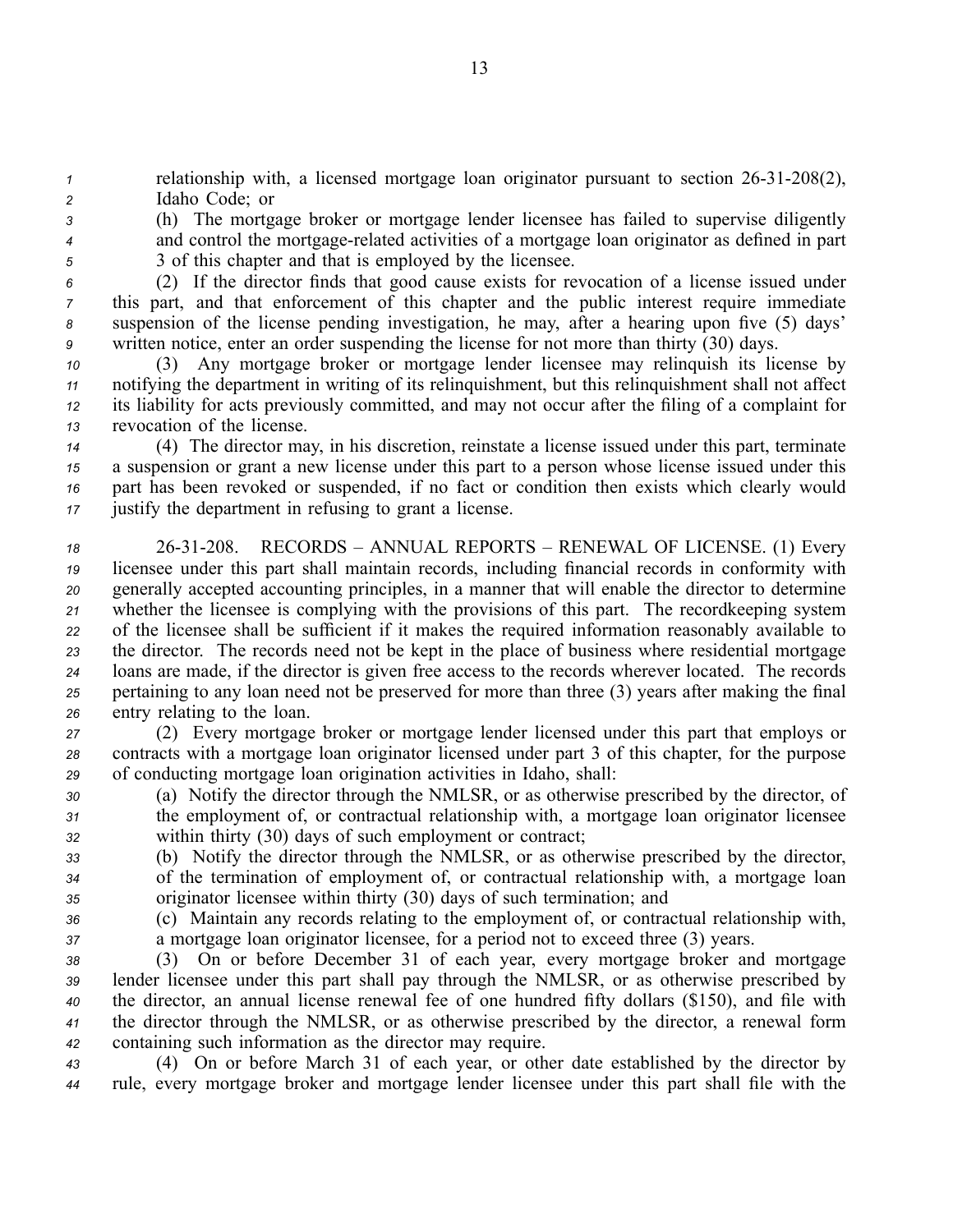relationship with, a licensed mortgage loan originator pursuant to section 26-31-208(2), Idaho Code; or

(h) The mortgage broker or mortgage lender licensee has failed to supervise diligently and control the mortgage-related activities of a mortgage loan originator as defined in part 3 of this chapter and that is employed by the licensee.

(2) If the director finds that good cause exists for revocation of a license issued under this part, and that enforcement of this chapter and the public interest require immediate suspension of the license pending investigation, he may, after a hearing upon five (5) days' written notice, enter an order suspending the license for not more than thirty (30) days.

(3) Any mortgage broker or mortgage lender licensee may relinquish its license by notifying the department in writing of its relinquishment, but this relinquishment shall not affect its liability for acts previously committed, and may not occur after the filing of a complaint for revocation of the license.

(4) The director may, in his discretion, reinstate a license issued under this part, terminate a suspension or grant a new license under this part to a person whose license issued under this part has been revoked or suspended, if no fact or condition then exists which clearly would justify the department in refusing to grant a license.

26-31-208. RECORDS – ANNUAL REPORTS – RENEWAL OF LICENSE. (1) Every licensee under this part shall maintain records, including financial records in conformity with generally accepted accounting principles, in a manner that will enable the director to determine whether the licensee is complying with the provisions of this part. The recordkeeping system of the licensee shall be sufficient if it makes the required information reasonably available to the director. The records need not be kept in the place of business where residential mortgage loans are made, if the director is given free access to the records wherever located. The records pertaining to any loan need not be preserved for more than three (3) years after making the final entry relating to the loan.

(2) Every mortgage broker or mortgage lender licensed under this part that employs or contracts with a mortgage loan originator licensed under part 3 of this chapter, for the purpose of conducting mortgage loan origination activities in Idaho, shall:

(a) Notify the director through the NMLSR, or as otherwise prescribed by the director, of the employment of, or contractual relationship with, a mortgage loan originator licensee within thirty (30) days of such employment or contract;

(b) Notify the director through the NMLSR, or as otherwise prescribed by the director, of the termination of employment of, or contractual relationship with, a mortgage loan originator licensee within thirty (30) days of such termination; and

(c) Maintain any records relating to the employment of, or contractual relationship with, a mortgage loan originator licensee, for a period not to exceed three (3) years.

(3) On or before December 31 of each year, every mortgage broker and mortgage lender licensee under this part shall pay through the NMLSR, or as otherwise prescribed by the director, an annual license renewal fee of one hundred fifty dollars ($150), and file with the director through the NMLSR, or as otherwise prescribed by the director, a renewal form containing such information as the director may require.

(4) On or before March 31 of each year, or other date established by the director by rule, every mortgage broker and mortgage lender licensee under this part shall file with the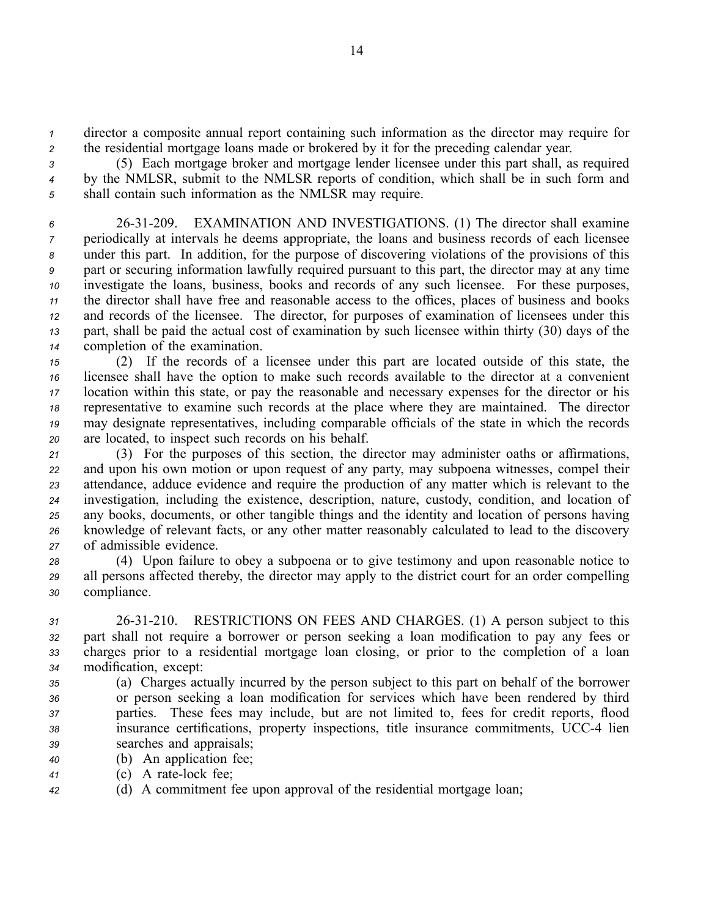director a composite annual report containing such information as the director may require for the residential mortgage loans made or brokered by it for the preceding calendar year.

(5) Each mortgage broker and mortgage lender licensee under this part shall, as required by the NMLSR, submit to the NMLSR reports of condition, which shall be in such form and shall contain such information as the NMLSR may require.

26-31-209. EXAMINATION AND INVESTIGATIONS. (1) The director shall examine periodically at intervals he deems appropriate, the loans and business records of each licensee under this part. In addition, for the purpose of discovering violations of the provisions of this part or securing information lawfully required pursuant to this part, the director may at any time investigate the loans, business, books and records of any such licensee. For these purposes, the director shall have free and reasonable access to the offices, places of business and books and records of the licensee. The director, for purposes of examination of licensees under this part, shall be paid the actual cost of examination by such licensee within thirty (30) days of the completion of the examination.

(2) If the records of a licensee under this part are located outside of this state, the licensee shall have the option to make such records available to the director at a convenient location within this state, or pay the reasonable and necessary expenses for the director or his representative to examine such records at the place where they are maintained. The director may designate representatives, including comparable officials of the state in which the records are located, to inspect such records on his behalf.

(3) For the purposes of this section, the director may administer oaths or affirmations, and upon his own motion or upon request of any party, may subpoena witnesses, compel their attendance, adduce evidence and require the production of any matter which is relevant to the investigation, including the existence, description, nature, custody, condition, and location of any books, documents, or other tangible things and the identity and location of persons having knowledge of relevant facts, or any other matter reasonably calculated to lead to the discovery of admissible evidence.

(4) Upon failure to obey a subpoena or to give testimony and upon reasonable notice to all persons affected thereby, the director may apply to the district court for an order compelling compliance.

26-31-210. RESTRICTIONS ON FEES AND CHARGES. (1) A person subject to this part shall not require a borrower or person seeking a loan modification to pay any fees or charges prior to a residential mortgage loan closing, or prior to the completion of a loan modification, except:

(a) Charges actually incurred by the person subject to this part on behalf of the borrower or person seeking a loan modification for services which have been rendered by third parties. These fees may include, but are not limited to, fees for credit reports, flood insurance certifications, property inspections, title insurance commitments, UCC-4 lien searches and appraisals;

(b) An application fee;

(c) A rate-lock fee;

(d) A commitment fee upon approval of the residential mortgage loan;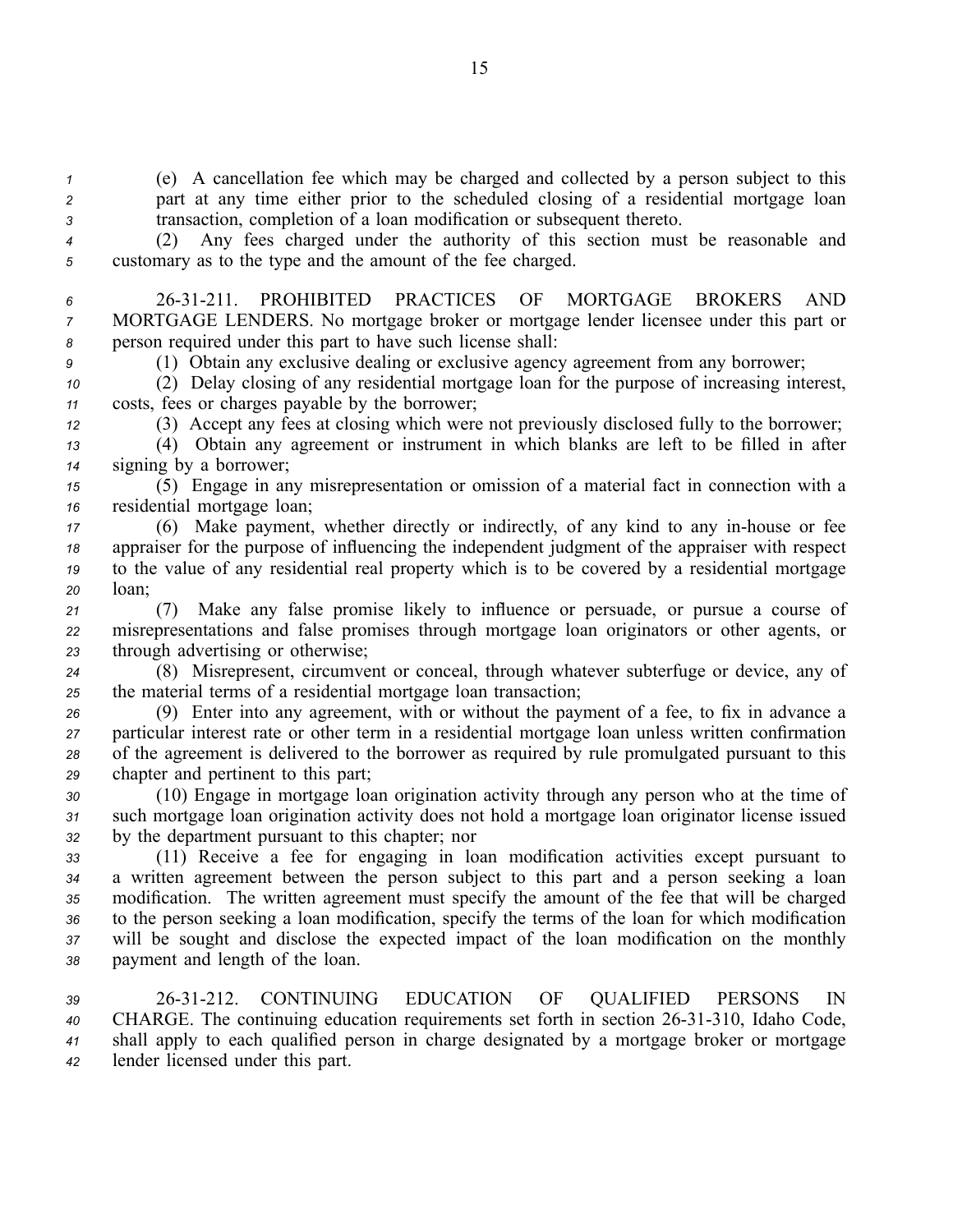(e) A cancellation fee which may be charged and collected by a person subject to this part at any time either prior to the scheduled closing of a residential mortgage loan transaction, completion of a loan modification or subsequent thereto.

(2) Any fees charged under the authority of this section must be reasonable and customary as to the type and the amount of the fee charged.

26-31-211. PROHIBITED PRACTICES OF MORTGAGE BROKERS AND MORTGAGE LENDERS. No mortgage broker or mortgage lender licensee under this part or person required under this part to have such license shall:

(1) Obtain any exclusive dealing or exclusive agency agreement from any borrower;

(2) Delay closing of any residential mortgage loan for the purpose of increasing interest, costs, fees or charges payable by the borrower;

(3) Accept any fees at closing which were not previously disclosed fully to the borrower;

(4) Obtain any agreement or instrument in which blanks are left to be filled in after signing by a borrower;

(5) Engage in any misrepresentation or omission of a material fact in connection with a residential mortgage loan;

(6) Make payment, whether directly or indirectly, of any kind to any in-house or fee appraiser for the purpose of influencing the independent judgment of the appraiser with respect to the value of any residential real property which is to be covered by a residential mortgage loan;

(7) Make any false promise likely to influence or persuade, or pursue a course of misrepresentations and false promises through mortgage loan originators or other agents, or through advertising or otherwise;

(8) Misrepresent, circumvent or conceal, through whatever subterfuge or device, any of the material terms of a residential mortgage loan transaction;

(9) Enter into any agreement, with or without the payment of a fee, to fix in advance a particular interest rate or other term in a residential mortgage loan unless written confirmation of the agreement is delivered to the borrower as required by rule promulgated pursuant to this chapter and pertinent to this part;

(10) Engage in mortgage loan origination activity through any person who at the time of such mortgage loan origination activity does not hold a mortgage loan originator license issued by the department pursuant to this chapter; nor

(11) Receive a fee for engaging in loan modification activities except pursuant to a written agreement between the person subject to this part and a person seeking a loan modification. The written agreement must specify the amount of the fee that will be charged to the person seeking a loan modification, specify the terms of the loan for which modification will be sought and disclose the expected impact of the loan modification on the monthly payment and length of the loan.

26-31-212. CONTINUING EDUCATION OF QUALIFIED PERSONS IN CHARGE. The continuing education requirements set forth in section 26-31-310, Idaho Code, shall apply to each qualified person in charge designated by a mortgage broker or mortgage lender licensed under this part.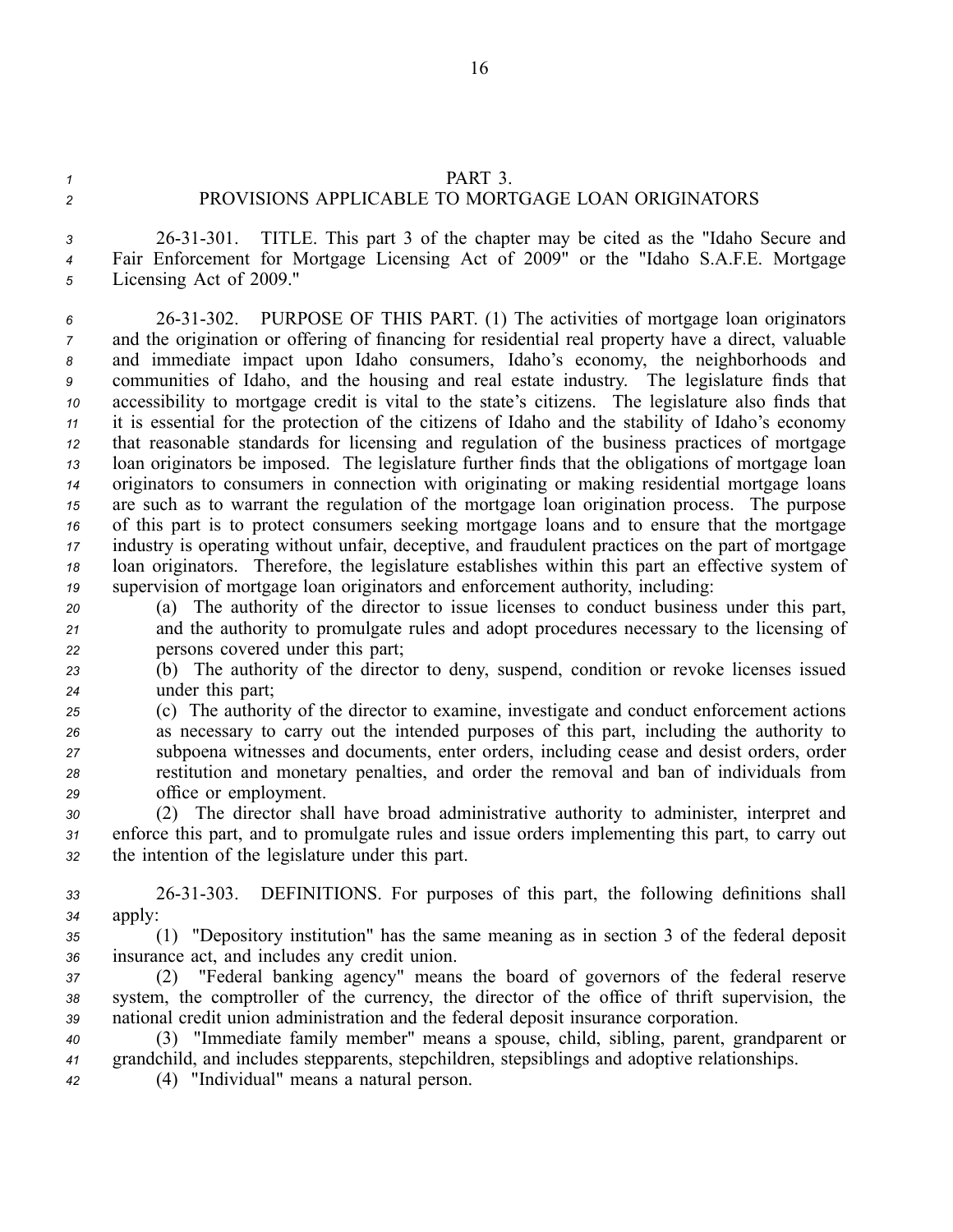PART 3.
PROVISIONS APPLICABLE TO MORTGAGE LOAN ORIGINATORS

26-31-301. TITLE. This part 3 of the chapter may be cited as the "Idaho Secure and Fair Enforcement for Mortgage Licensing Act of 2009" or the "Idaho S.A.F.E. Mortgage Licensing Act of 2009."

26-31-302. PURPOSE OF THIS PART. (1) The activities of mortgage loan originators and the origination or offering of financing for residential real property have a direct, valuable and immediate impact upon Idaho consumers, Idaho's economy, the neighborhoods and communities of Idaho, and the housing and real estate industry. The legislature finds that accessibility to mortgage credit is vital to the state's citizens. The legislature also finds that it is essential for the protection of the citizens of Idaho and the stability of Idaho's economy that reasonable standards for licensing and regulation of the business practices of mortgage loan originators be imposed. The legislature further finds that the obligations of mortgage loan originators to consumers in connection with originating or making residential mortgage loans are such as to warrant the regulation of the mortgage loan origination process. The purpose of this part is to protect consumers seeking mortgage loans and to ensure that the mortgage industry is operating without unfair, deceptive, and fraudulent practices on the part of mortgage loan originators. Therefore, the legislature establishes within this part an effective system of supervision of mortgage loan originators and enforcement authority, including:

(a) The authority of the director to issue licenses to conduct business under this part, and the authority to promulgate rules and adopt procedures necessary to the licensing of persons covered under this part;

(b) The authority of the director to deny, suspend, condition or revoke licenses issued under this part;

(c) The authority of the director to examine, investigate and conduct enforcement actions as necessary to carry out the intended purposes of this part, including the authority to subpoena witnesses and documents, enter orders, including cease and desist orders, order restitution and monetary penalties, and order the removal and ban of individuals from office or employment.

(2) The director shall have broad administrative authority to administer, interpret and enforce this part, and to promulgate rules and issue orders implementing this part, to carry out the intention of the legislature under this part.

26-31-303. DEFINITIONS. For purposes of this part, the following definitions shall apply:

(1) "Depository institution" has the same meaning as in section 3 of the federal deposit insurance act, and includes any credit union.

(2) "Federal banking agency" means the board of governors of the federal reserve system, the comptroller of the currency, the director of the office of thrift supervision, the national credit union administration and the federal deposit insurance corporation.

(3) "Immediate family member" means a spouse, child, sibling, parent, grandparent or grandchild, and includes stepparents, stepchildren, stepsiblings and adoptive relationships.

(4) "Individual" means a natural person.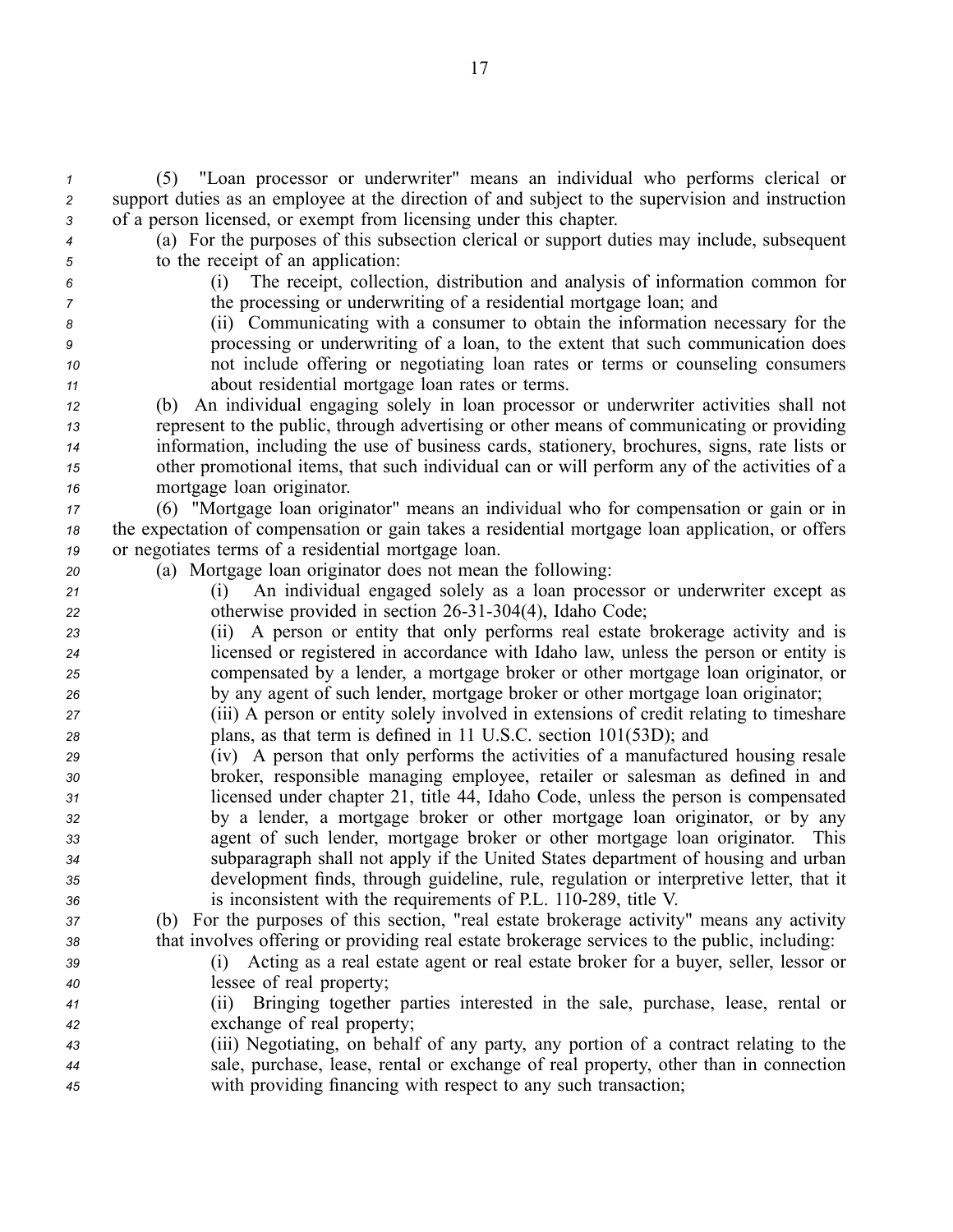(5) "Loan processor or underwriter" means an individual who performs clerical or support duties as an employee at the direction of and subject to the supervision and instruction of a person licensed, or exempt from licensing under this chapter.

(a) For the purposes of this subsection clerical or support duties may include, subsequent to the receipt of an application:

(i) The receipt, collection, distribution and analysis of information common for the processing or underwriting of a residential mortgage loan; and

(ii) Communicating with a consumer to obtain the information necessary for the processing or underwriting of a loan, to the extent that such communication does not include offering or negotiating loan rates or terms or counseling consumers about residential mortgage loan rates or terms.

(b) An individual engaging solely in loan processor or underwriter activities shall not represent to the public, through advertising or other means of communicating or providing information, including the use of business cards, stationery, brochures, signs, rate lists or other promotional items, that such individual can or will perform any of the activities of a mortgage loan originator.

(6) "Mortgage loan originator" means an individual who for compensation or gain or in the expectation of compensation or gain takes a residential mortgage loan application, or offers or negotiates terms of a residential mortgage loan.

(a) Mortgage loan originator does not mean the following:

(i) An individual engaged solely as a loan processor or underwriter except as otherwise provided in section 26-31-304(4), Idaho Code;

(ii) A person or entity that only performs real estate brokerage activity and is licensed or registered in accordance with Idaho law, unless the person or entity is compensated by a lender, a mortgage broker or other mortgage loan originator, or by any agent of such lender, mortgage broker or other mortgage loan originator;

(iii) A person or entity solely involved in extensions of credit relating to timeshare plans, as that term is defined in 11 U.S.C. section 101(53D); and

(iv) A person that only performs the activities of a manufactured housing resale broker, responsible managing employee, retailer or salesman as defined in and licensed under chapter 21, title 44, Idaho Code, unless the person is compensated by a lender, a mortgage broker or other mortgage loan originator, or by any agent of such lender, mortgage broker or other mortgage loan originator. This subparagraph shall not apply if the United States department of housing and urban development finds, through guideline, rule, regulation or interpretive letter, that it is inconsistent with the requirements of P.L. 110-289, title V.

(b) For the purposes of this section, "real estate brokerage activity" means any activity that involves offering or providing real estate brokerage services to the public, including:

(i) Acting as a real estate agent or real estate broker for a buyer, seller, lessor or lessee of real property;

(ii) Bringing together parties interested in the sale, purchase, lease, rental or exchange of real property;

(iii) Negotiating, on behalf of any party, any portion of a contract relating to the sale, purchase, lease, rental or exchange of real property, other than in connection with providing financing with respect to any such transaction;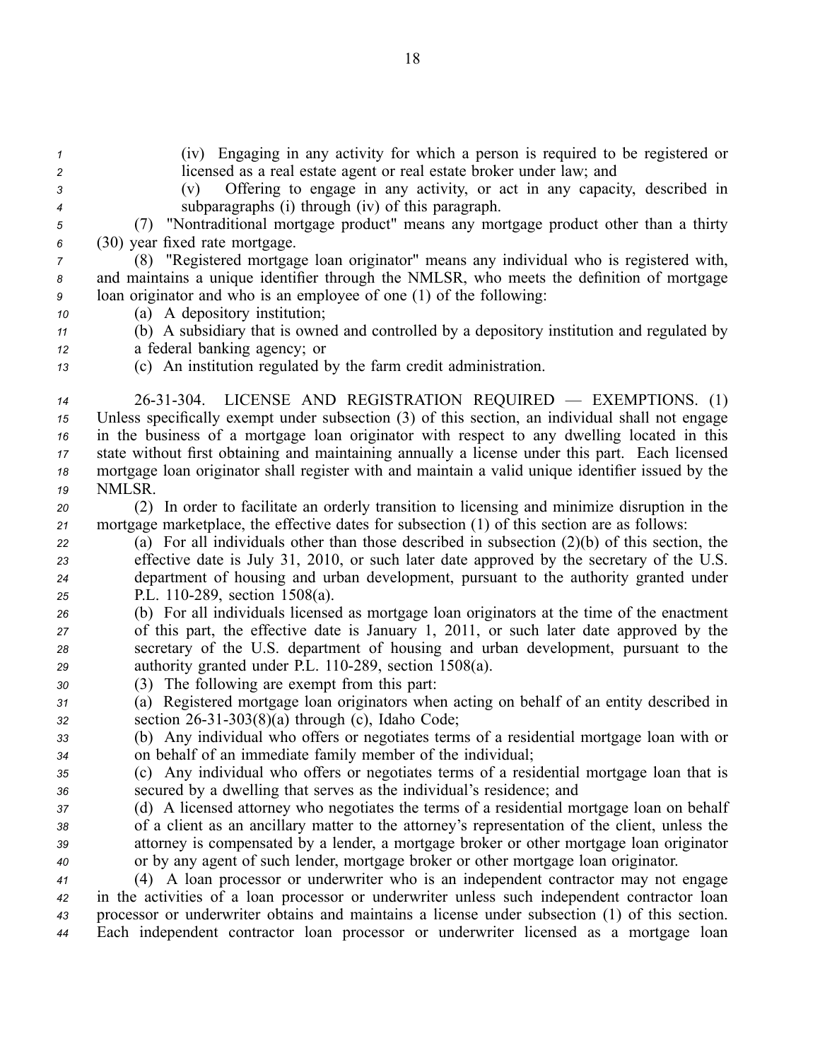(iv) Engaging in any activity for which a person is required to be registered or licensed as a real estate agent or real estate broker under law; and

(v) Offering to engage in any activity, or act in any capacity, described in subparagraphs (i) through (iv) of this paragraph.

(7) "Nontraditional mortgage product" means any mortgage product other than a thirty (30) year fixed rate mortgage.

(8) "Registered mortgage loan originator" means any individual who is registered with, and maintains a unique identifier through the NMLSR, who meets the definition of mortgage loan originator and who is an employee of one (1) of the following:

(a) A depository institution;

(b) A subsidiary that is owned and controlled by a depository institution and regulated by a federal banking agency; or

(c) An institution regulated by the farm credit administration.

26-31-304. LICENSE AND REGISTRATION REQUIRED — EXEMPTIONS. (1) Unless specifically exempt under subsection (3) of this section, an individual shall not engage in the business of a mortgage loan originator with respect to any dwelling located in this state without first obtaining and maintaining annually a license under this part. Each licensed mortgage loan originator shall register with and maintain a valid unique identifier issued by the NMLSR.

(2) In order to facilitate an orderly transition to licensing and minimize disruption in the mortgage marketplace, the effective dates for subsection (1) of this section are as follows:

(a) For all individuals other than those described in subsection (2)(b) of this section, the effective date is July 31, 2010, or such later date approved by the secretary of the U.S. department of housing and urban development, pursuant to the authority granted under P.L. 110-289, section 1508(a).

(b) For all individuals licensed as mortgage loan originators at the time of the enactment of this part, the effective date is January 1, 2011, or such later date approved by the secretary of the U.S. department of housing and urban development, pursuant to the authority granted under P.L. 110-289, section 1508(a).

(3) The following are exempt from this part:

(a) Registered mortgage loan originators when acting on behalf of an entity described in section 26-31-303(8)(a) through (c), Idaho Code;

(b) Any individual who offers or negotiates terms of a residential mortgage loan with or on behalf of an immediate family member of the individual;

(c) Any individual who offers or negotiates terms of a residential mortgage loan that is secured by a dwelling that serves as the individual's residence; and

(d) A licensed attorney who negotiates the terms of a residential mortgage loan on behalf of a client as an ancillary matter to the attorney's representation of the client, unless the attorney is compensated by a lender, a mortgage broker or other mortgage loan originator or by any agent of such lender, mortgage broker or other mortgage loan originator.

(4) A loan processor or underwriter who is an independent contractor may not engage in the activities of a loan processor or underwriter unless such independent contractor loan processor or underwriter obtains and maintains a license under subsection (1) of this section. Each independent contractor loan processor or underwriter licensed as a mortgage loan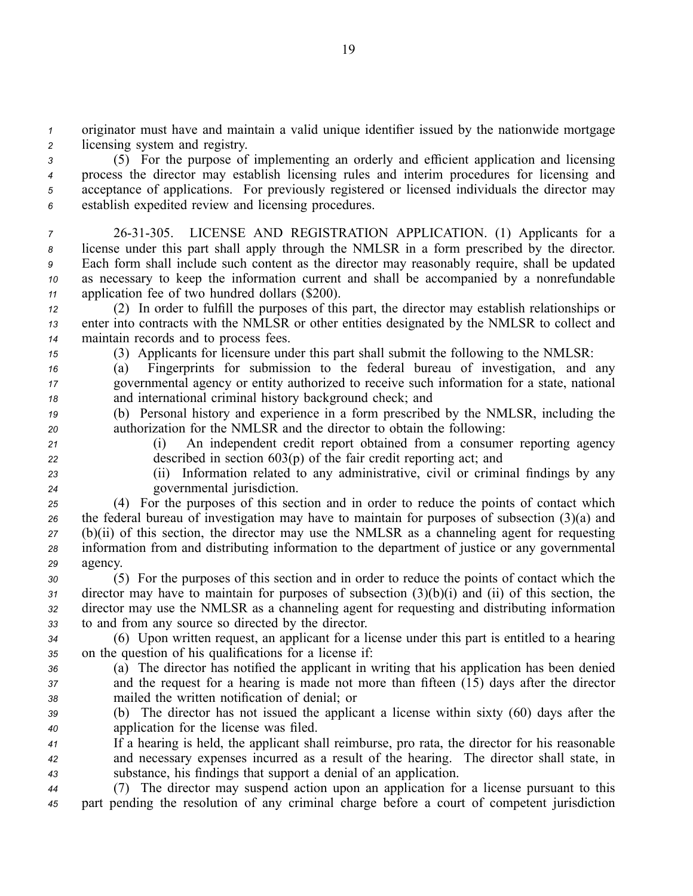originator must have and maintain a valid unique identifier issued by the nationwide mortgage licensing system and registry.

(5) For the purpose of implementing an orderly and efficient application and licensing process the director may establish licensing rules and interim procedures for licensing and acceptance of applications. For previously registered or licensed individuals the director may establish expedited review and licensing procedures.

26-31-305. LICENSE AND REGISTRATION APPLICATION. (1) Applicants for a license under this part shall apply through the NMLSR in a form prescribed by the director. Each form shall include such content as the director may reasonably require, shall be updated as necessary to keep the information current and shall be accompanied by a nonrefundable application fee of two hundred dollars ($200).

(2) In order to fulfill the purposes of this part, the director may establish relationships or enter into contracts with the NMLSR or other entities designated by the NMLSR to collect and maintain records and to process fees.

(3) Applicants for licensure under this part shall submit the following to the NMLSR:

(a) Fingerprints for submission to the federal bureau of investigation, and any governmental agency or entity authorized to receive such information for a state, national and international criminal history background check; and

(b) Personal history and experience in a form prescribed by the NMLSR, including the authorization for the NMLSR and the director to obtain the following:

(i) An independent credit report obtained from a consumer reporting agency described in section 603(p) of the fair credit reporting act; and

(ii) Information related to any administrative, civil or criminal findings by any governmental jurisdiction.

(4) For the purposes of this section and in order to reduce the points of contact which the federal bureau of investigation may have to maintain for purposes of subsection (3)(a) and (b)(ii) of this section, the director may use the NMLSR as a channeling agent for requesting information from and distributing information to the department of justice or any governmental agency.

(5) For the purposes of this section and in order to reduce the points of contact which the director may have to maintain for purposes of subsection (3)(b)(i) and (ii) of this section, the director may use the NMLSR as a channeling agent for requesting and distributing information to and from any source so directed by the director.

(6) Upon written request, an applicant for a license under this part is entitled to a hearing on the question of his qualifications for a license if:

(a) The director has notified the applicant in writing that his application has been denied and the request for a hearing is made not more than fifteen (15) days after the director mailed the written notification of denial; or

(b) The director has not issued the applicant a license within sixty (60) days after the application for the license was filed.

If a hearing is held, the applicant shall reimburse, pro rata, the director for his reasonable and necessary expenses incurred as a result of the hearing. The director shall state, in substance, his findings that support a denial of an application.

(7) The director may suspend action upon an application for a license pursuant to this part pending the resolution of any criminal charge before a court of competent jurisdiction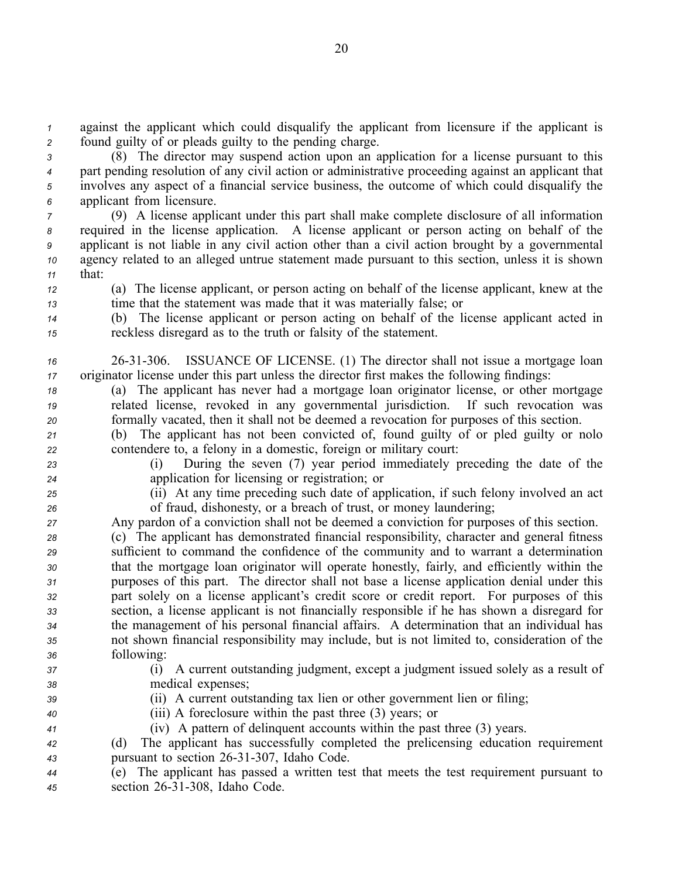against the applicant which could disqualify the applicant from licensure if the applicant is found guilty of or pleads guilty to the pending charge.

(8) The director may suspend action upon an application for a license pursuant to this part pending resolution of any civil action or administrative proceeding against an applicant that involves any aspect of a financial service business, the outcome of which could disqualify the applicant from licensure.

(9) A license applicant under this part shall make complete disclosure of all information required in the license application. A license applicant or person acting on behalf of the applicant is not liable in any civil action other than a civil action brought by a governmental agency related to an alleged untrue statement made pursuant to this section, unless it is shown that:

(a) The license applicant, or person acting on behalf of the license applicant, knew at the time that the statement was made that it was materially false; or

(b) The license applicant or person acting on behalf of the license applicant acted in reckless disregard as to the truth or falsity of the statement.

26-31-306. ISSUANCE OF LICENSE. (1) The director shall not issue a mortgage loan originator license under this part unless the director first makes the following findings:

(a) The applicant has never had a mortgage loan originator license, or other mortgage related license, revoked in any governmental jurisdiction. If such revocation was formally vacated, then it shall not be deemed a revocation for purposes of this section.

(b) The applicant has not been convicted of, found guilty of or pled guilty or nolo contendere to, a felony in a domestic, foreign or military court:

(i) During the seven (7) year period immediately preceding the date of the application for licensing or registration; or

(ii) At any time preceding such date of application, if such felony involved an act of fraud, dishonesty, or a breach of trust, or money laundering;

Any pardon of a conviction shall not be deemed a conviction for purposes of this section.

(c) The applicant has demonstrated financial responsibility, character and general fitness sufficient to command the confidence of the community and to warrant a determination that the mortgage loan originator will operate honestly, fairly, and efficiently within the purposes of this part. The director shall not base a license application denial under this part solely on a license applicant's credit score or credit report. For purposes of this section, a license applicant is not financially responsible if he has shown a disregard for the management of his personal financial affairs. A determination that an individual has not shown financial responsibility may include, but is not limited to, consideration of the following:

(i) A current outstanding judgment, except a judgment issued solely as a result of medical expenses;

(ii) A current outstanding tax lien or other government lien or filing;

(iii) A foreclosure within the past three (3) years; or

(iv) A pattern of delinquent accounts within the past three (3) years.

(d) The applicant has successfully completed the prelicensing education requirement pursuant to section 26-31-307, Idaho Code.

(e) The applicant has passed a written test that meets the test requirement pursuant to section 26-31-308, Idaho Code.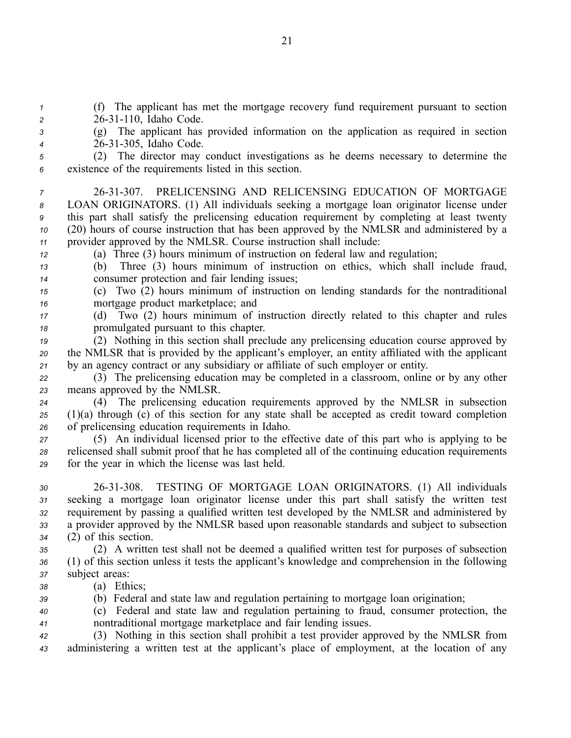(f) The applicant has met the mortgage recovery fund requirement pursuant to section 26-31-110, Idaho Code.

(g) The applicant has provided information on the application as required in section 26-31-305, Idaho Code.

(2) The director may conduct investigations as he deems necessary to determine the existence of the requirements listed in this section.

26-31-307. PRELICENSING AND RELICENSING EDUCATION OF MORTGAGE LOAN ORIGINATORS. (1) All individuals seeking a mortgage loan originator license under this part shall satisfy the prelicensing education requirement by completing at least twenty (20) hours of course instruction that has been approved by the NMLSR and administered by a provider approved by the NMLSR. Course instruction shall include:

(a) Three (3) hours minimum of instruction on federal law and regulation;

(b) Three (3) hours minimum of instruction on ethics, which shall include fraud, consumer protection and fair lending issues;

(c) Two (2) hours minimum of instruction on lending standards for the nontraditional mortgage product marketplace; and

(d) Two (2) hours minimum of instruction directly related to this chapter and rules promulgated pursuant to this chapter.

(2) Nothing in this section shall preclude any prelicensing education course approved by the NMLSR that is provided by the applicant's employer, an entity affiliated with the applicant by an agency contract or any subsidiary or affiliate of such employer or entity.

(3) The prelicensing education may be completed in a classroom, online or by any other means approved by the NMLSR.

(4) The prelicensing education requirements approved by the NMLSR in subsection (1)(a) through (c) of this section for any state shall be accepted as credit toward completion of prelicensing education requirements in Idaho.

(5) An individual licensed prior to the effective date of this part who is applying to be relicensed shall submit proof that he has completed all of the continuing education requirements for the year in which the license was last held.

26-31-308. TESTING OF MORTGAGE LOAN ORIGINATORS. (1) All individuals seeking a mortgage loan originator license under this part shall satisfy the written test requirement by passing a qualified written test developed by the NMLSR and administered by a provider approved by the NMLSR based upon reasonable standards and subject to subsection (2) of this section.

(2) A written test shall not be deemed a qualified written test for purposes of subsection (1) of this section unless it tests the applicant's knowledge and comprehension in the following subject areas:

(a) Ethics;

(b) Federal and state law and regulation pertaining to mortgage loan origination;

(c) Federal and state law and regulation pertaining to fraud, consumer protection, the nontraditional mortgage marketplace and fair lending issues.

(3) Nothing in this section shall prohibit a test provider approved by the NMLSR from administering a written test at the applicant's place of employment, at the location of any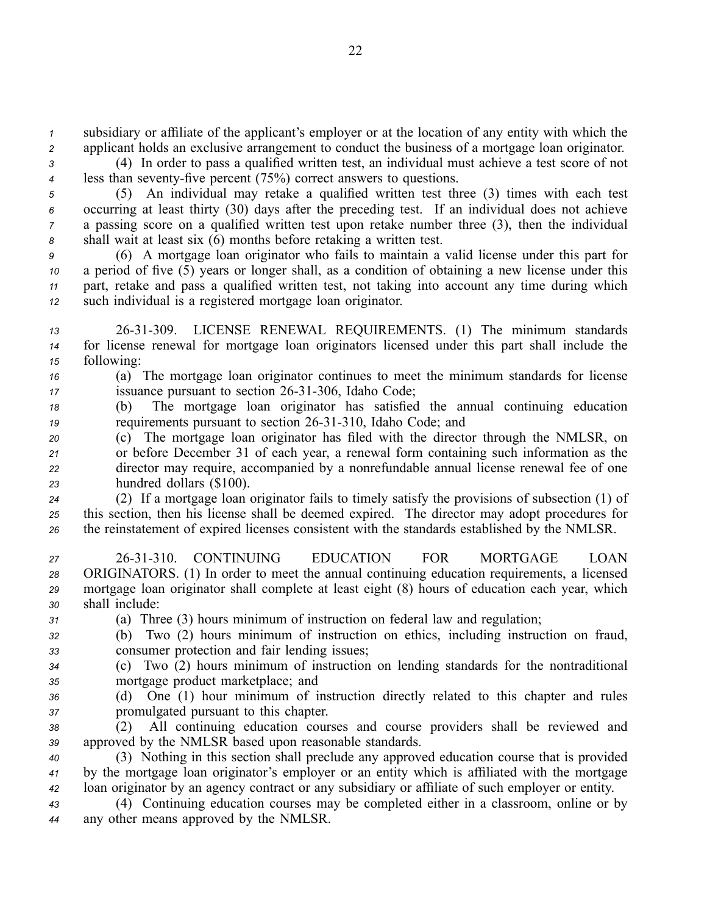subsidiary or affiliate of the applicant's employer or at the location of any entity with which the applicant holds an exclusive arrangement to conduct the business of a mortgage loan originator.

(4) In order to pass a qualified written test, an individual must achieve a test score of not less than seventy-five percent (75%) correct answers to questions.

(5) An individual may retake a qualified written test three (3) times with each test occurring at least thirty (30) days after the preceding test. If an individual does not achieve a passing score on a qualified written test upon retake number three (3), then the individual shall wait at least six (6) months before retaking a written test.

(6) A mortgage loan originator who fails to maintain a valid license under this part for a period of five (5) years or longer shall, as a condition of obtaining a new license under this part, retake and pass a qualified written test, not taking into account any time during which such individual is a registered mortgage loan originator.

26-31-309. LICENSE RENEWAL REQUIREMENTS. (1) The minimum standards for license renewal for mortgage loan originators licensed under this part shall include the following:

(a) The mortgage loan originator continues to meet the minimum standards for license issuance pursuant to section 26-31-306, Idaho Code;

(b) The mortgage loan originator has satisfied the annual continuing education requirements pursuant to section 26-31-310, Idaho Code; and

(c) The mortgage loan originator has filed with the director through the NMLSR, on or before December 31 of each year, a renewal form containing such information as the director may require, accompanied by a nonrefundable annual license renewal fee of one hundred dollars ($100).

(2) If a mortgage loan originator fails to timely satisfy the provisions of subsection (1) of this section, then his license shall be deemed expired. The director may adopt procedures for the reinstatement of expired licenses consistent with the standards established by the NMLSR.

26-31-310. CONTINUING EDUCATION FOR MORTGAGE LOAN ORIGINATORS. (1) In order to meet the annual continuing education requirements, a licensed mortgage loan originator shall complete at least eight (8) hours of education each year, which shall include:

(a) Three (3) hours minimum of instruction on federal law and regulation;

(b) Two (2) hours minimum of instruction on ethics, including instruction on fraud, consumer protection and fair lending issues;

(c) Two (2) hours minimum of instruction on lending standards for the nontraditional mortgage product marketplace; and

(d) One (1) hour minimum of instruction directly related to this chapter and rules promulgated pursuant to this chapter.

(2) All continuing education courses and course providers shall be reviewed and approved by the NMLSR based upon reasonable standards.

(3) Nothing in this section shall preclude any approved education course that is provided by the mortgage loan originator's employer or an entity which is affiliated with the mortgage loan originator by an agency contract or any subsidiary or affiliate of such employer or entity.

(4) Continuing education courses may be completed either in a classroom, online or by any other means approved by the NMLSR.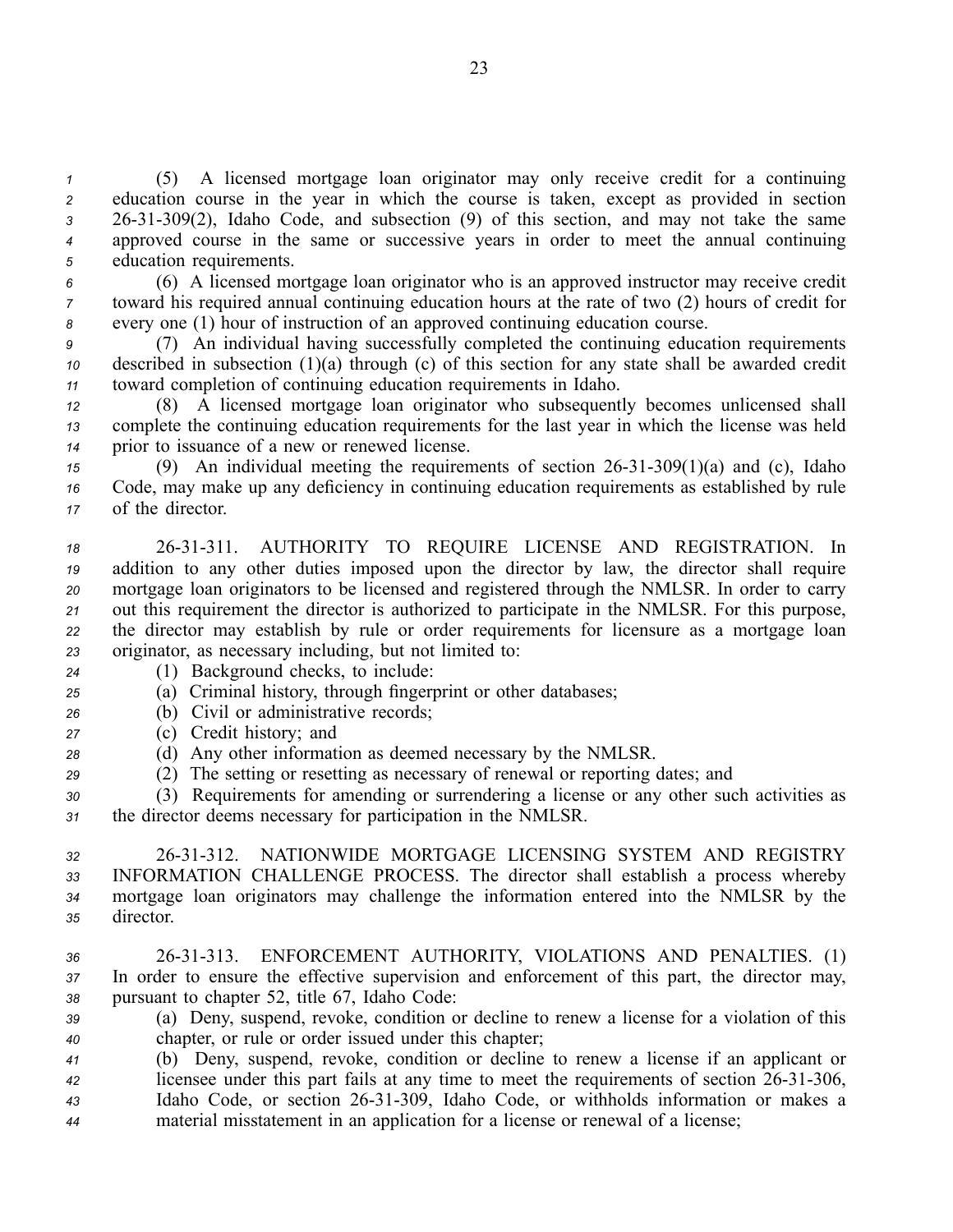(5) A licensed mortgage loan originator may only receive credit for a continuing education course in the year in which the course is taken, except as provided in section 26-31-309(2), Idaho Code, and subsection (9) of this section, and may not take the same approved course in the same or successive years in order to meet the annual continuing education requirements.

(6) A licensed mortgage loan originator who is an approved instructor may receive credit toward his required annual continuing education hours at the rate of two (2) hours of credit for every one (1) hour of instruction of an approved continuing education course.

(7) An individual having successfully completed the continuing education requirements described in subsection (1)(a) through (c) of this section for any state shall be awarded credit toward completion of continuing education requirements in Idaho.

(8) A licensed mortgage loan originator who subsequently becomes unlicensed shall complete the continuing education requirements for the last year in which the license was held prior to issuance of a new or renewed license.

(9) An individual meeting the requirements of section 26-31-309(1)(a) and (c), Idaho Code, may make up any deficiency in continuing education requirements as established by rule of the director.

26-31-311. AUTHORITY TO REQUIRE LICENSE AND REGISTRATION. In addition to any other duties imposed upon the director by law, the director shall require mortgage loan originators to be licensed and registered through the NMLSR. In order to carry out this requirement the director is authorized to participate in the NMLSR. For this purpose, the director may establish by rule or order requirements for licensure as a mortgage loan originator, as necessary including, but not limited to:

(1) Background checks, to include:

(a) Criminal history, through fingerprint or other databases;

(b) Civil or administrative records;

(c) Credit history; and

(d) Any other information as deemed necessary by the NMLSR.

(2) The setting or resetting as necessary of renewal or reporting dates; and

(3) Requirements for amending or surrendering a license or any other such activities as the director deems necessary for participation in the NMLSR.

26-31-312. NATIONWIDE MORTGAGE LICENSING SYSTEM AND REGISTRY INFORMATION CHALLENGE PROCESS. The director shall establish a process whereby mortgage loan originators may challenge the information entered into the NMLSR by the director.

26-31-313. ENFORCEMENT AUTHORITY, VIOLATIONS AND PENALTIES. (1) In order to ensure the effective supervision and enforcement of this part, the director may, pursuant to chapter 52, title 67, Idaho Code:

(a) Deny, suspend, revoke, condition or decline to renew a license for a violation of this chapter, or rule or order issued under this chapter;

(b) Deny, suspend, revoke, condition or decline to renew a license if an applicant or licensee under this part fails at any time to meet the requirements of section 26-31-306, Idaho Code, or section 26-31-309, Idaho Code, or withholds information or makes a material misstatement in an application for a license or renewal of a license;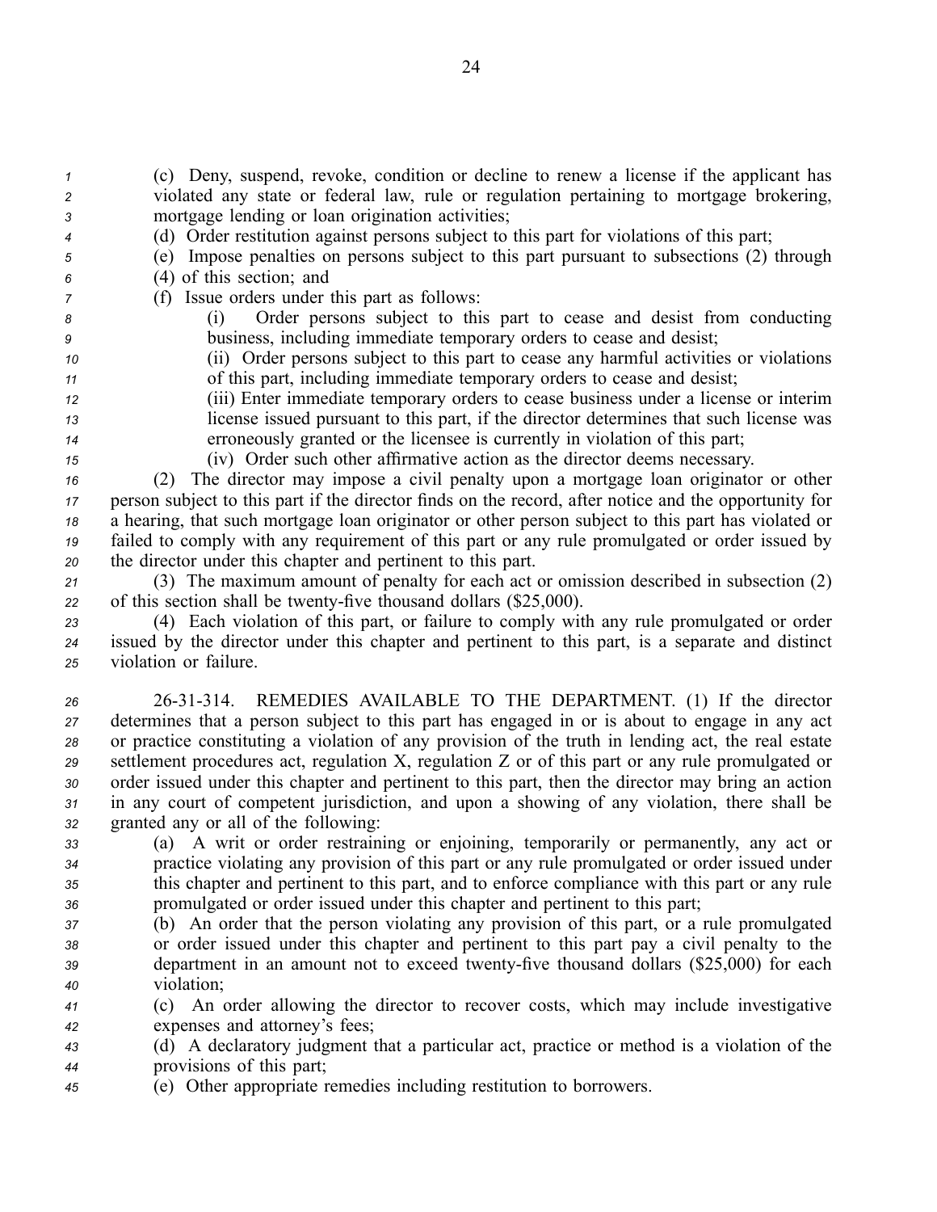(c) Deny, suspend, revoke, condition or decline to renew a license if the applicant has violated any state or federal law, rule or regulation pertaining to mortgage brokering, mortgage lending or loan origination activities;

(d) Order restitution against persons subject to this part for violations of this part;

(e) Impose penalties on persons subject to this part pursuant to subsections (2) through (4) of this section; and

(f) Issue orders under this part as follows:

(i) Order persons subject to this part to cease and desist from conducting business, including immediate temporary orders to cease and desist;

(ii) Order persons subject to this part to cease any harmful activities or violations of this part, including immediate temporary orders to cease and desist;

(iii) Enter immediate temporary orders to cease business under a license or interim license issued pursuant to this part, if the director determines that such license was erroneously granted or the licensee is currently in violation of this part;

(iv) Order such other affirmative action as the director deems necessary.

(2) The director may impose a civil penalty upon a mortgage loan originator or other person subject to this part if the director finds on the record, after notice and the opportunity for a hearing, that such mortgage loan originator or other person subject to this part has violated or failed to comply with any requirement of this part or any rule promulgated or order issued by the director under this chapter and pertinent to this part.

(3) The maximum amount of penalty for each act or omission described in subsection (2) of this section shall be twenty-five thousand dollars ($25,000).

(4) Each violation of this part, or failure to comply with any rule promulgated or order issued by the director under this chapter and pertinent to this part, is a separate and distinct violation or failure.

26-31-314. REMEDIES AVAILABLE TO THE DEPARTMENT. (1) If the director determines that a person subject to this part has engaged in or is about to engage in any act or practice constituting a violation of any provision of the truth in lending act, the real estate settlement procedures act, regulation X, regulation Z or of this part or any rule promulgated or order issued under this chapter and pertinent to this part, then the director may bring an action in any court of competent jurisdiction, and upon a showing of any violation, there shall be granted any or all of the following:

(a) A writ or order restraining or enjoining, temporarily or permanently, any act or practice violating any provision of this part or any rule promulgated or order issued under this chapter and pertinent to this part, and to enforce compliance with this part or any rule promulgated or order issued under this chapter and pertinent to this part;

(b) An order that the person violating any provision of this part, or a rule promulgated or order issued under this chapter and pertinent to this part pay a civil penalty to the department in an amount not to exceed twenty-five thousand dollars ($25,000) for each violation;

(c) An order allowing the director to recover costs, which may include investigative expenses and attorney's fees;

(d) A declaratory judgment that a particular act, practice or method is a violation of the provisions of this part;

(e) Other appropriate remedies including restitution to borrowers.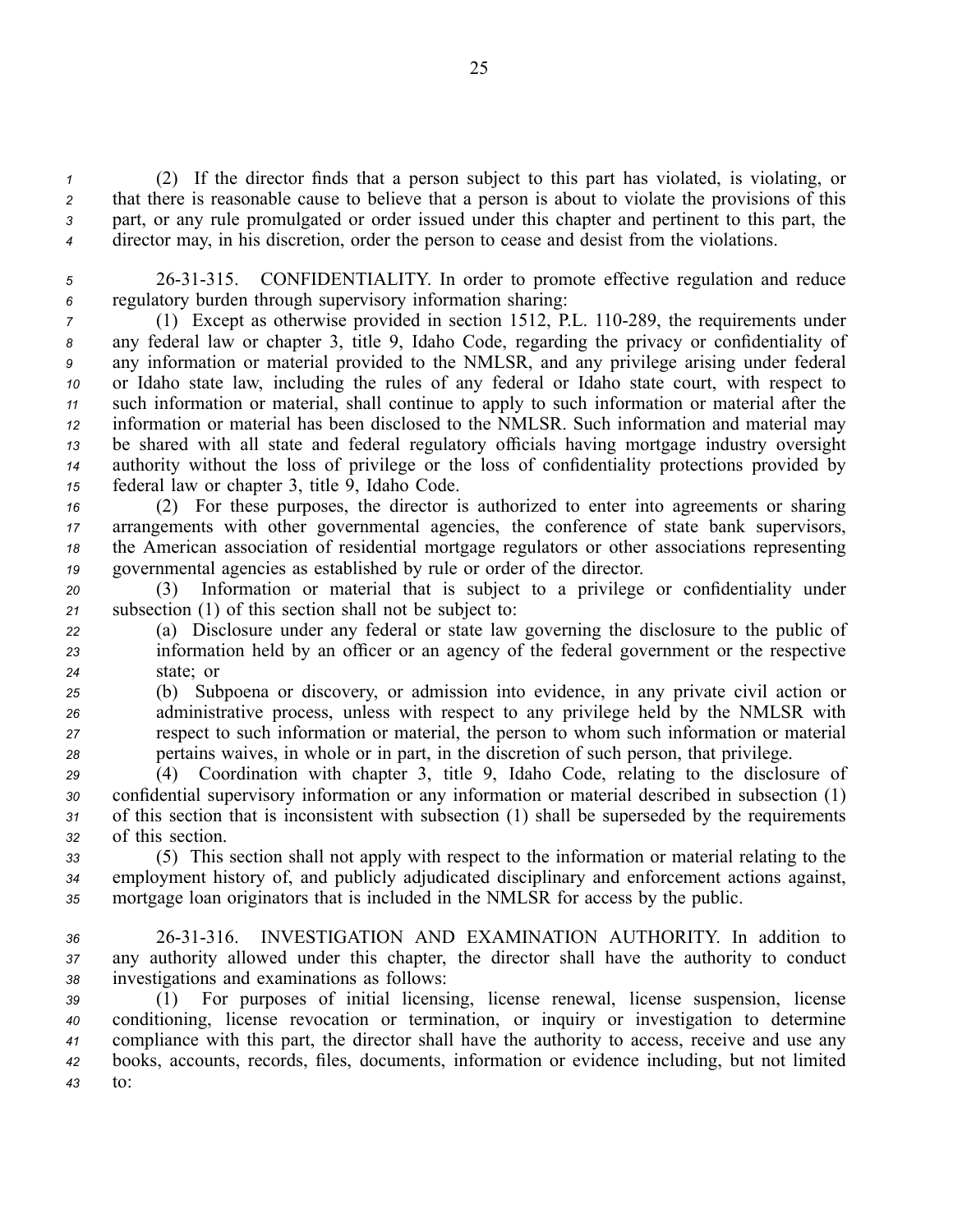(2) If the director finds that a person subject to this part has violated, is violating, or that there is reasonable cause to believe that a person is about to violate the provisions of this part, or any rule promulgated or order issued under this chapter and pertinent to this part, the director may, in his discretion, order the person to cease and desist from the violations.

26-31-315. CONFIDENTIALITY. In order to promote effective regulation and reduce regulatory burden through supervisory information sharing:

(1) Except as otherwise provided in section 1512, P.L. 110-289, the requirements under any federal law or chapter 3, title 9, Idaho Code, regarding the privacy or confidentiality of any information or material provided to the NMLSR, and any privilege arising under federal or Idaho state law, including the rules of any federal or Idaho state court, with respect to such information or material, shall continue to apply to such information or material after the information or material has been disclosed to the NMLSR. Such information and material may be shared with all state and federal regulatory officials having mortgage industry oversight authority without the loss of privilege or the loss of confidentiality protections provided by federal law or chapter 3, title 9, Idaho Code.

(2) For these purposes, the director is authorized to enter into agreements or sharing arrangements with other governmental agencies, the conference of state bank supervisors, the American association of residential mortgage regulators or other associations representing governmental agencies as established by rule or order of the director.

(3) Information or material that is subject to a privilege or confidentiality under subsection (1) of this section shall not be subject to:

(a) Disclosure under any federal or state law governing the disclosure to the public of information held by an officer or an agency of the federal government or the respective state; or

(b) Subpoena or discovery, or admission into evidence, in any private civil action or administrative process, unless with respect to any privilege held by the NMLSR with respect to such information or material, the person to whom such information or material pertains waives, in whole or in part, in the discretion of such person, that privilege.

(4) Coordination with chapter 3, title 9, Idaho Code, relating to the disclosure of confidential supervisory information or any information or material described in subsection (1) of this section that is inconsistent with subsection (1) shall be superseded by the requirements of this section.

(5) This section shall not apply with respect to the information or material relating to the employment history of, and publicly adjudicated disciplinary and enforcement actions against, mortgage loan originators that is included in the NMLSR for access by the public.

26-31-316. INVESTIGATION AND EXAMINATION AUTHORITY. In addition to any authority allowed under this chapter, the director shall have the authority to conduct investigations and examinations as follows:

(1) For purposes of initial licensing, license renewal, license suspension, license conditioning, license revocation or termination, or inquiry or investigation to determine compliance with this part, the director shall have the authority to access, receive and use any books, accounts, records, files, documents, information or evidence including, but not limited to: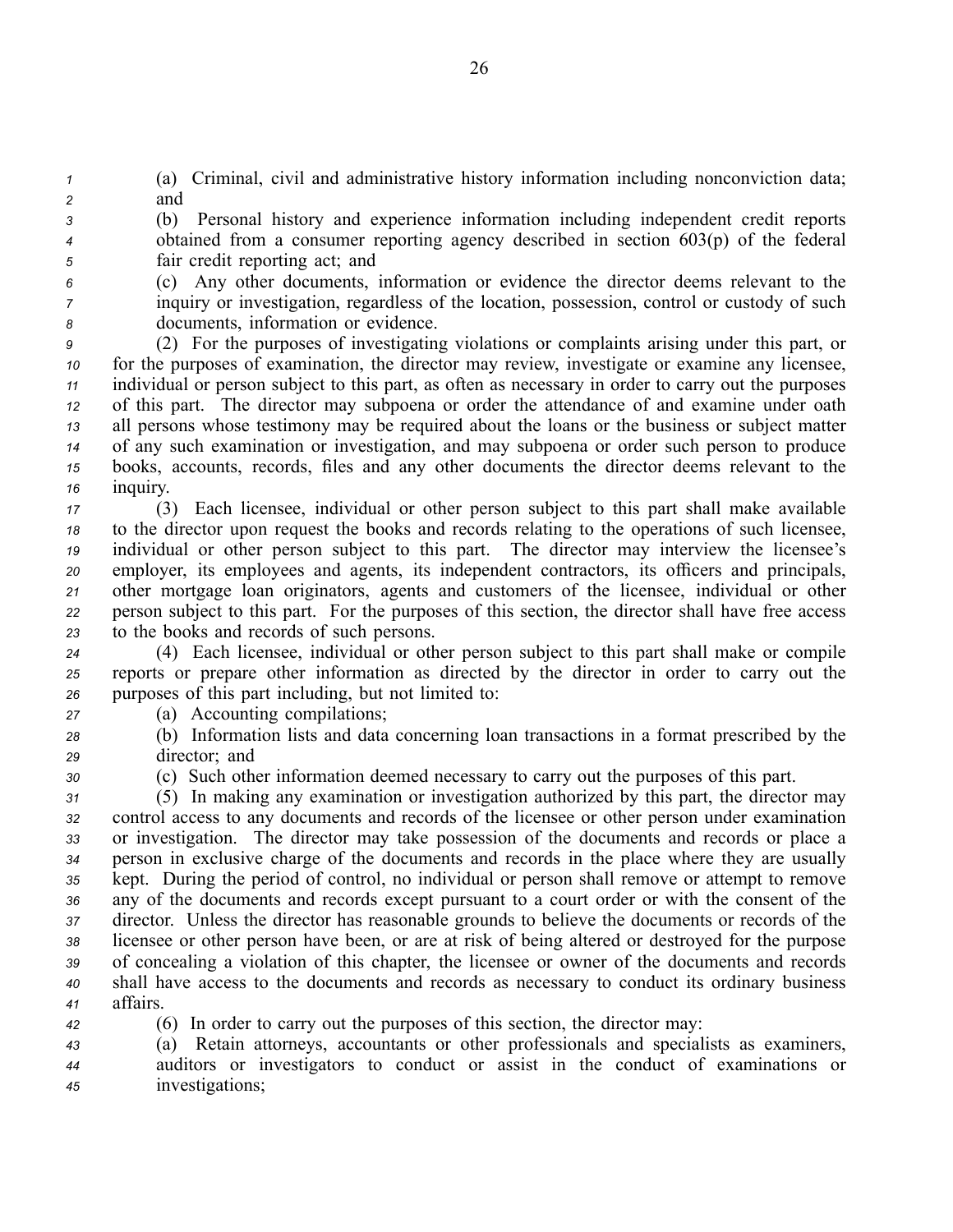(a) Criminal, civil and administrative history information including nonconviction data; and

(b) Personal history and experience information including independent credit reports obtained from a consumer reporting agency described in section 603(p) of the federal fair credit reporting act; and

(c) Any other documents, information or evidence the director deems relevant to the inquiry or investigation, regardless of the location, possession, control or custody of such documents, information or evidence.

(2) For the purposes of investigating violations or complaints arising under this part, or for the purposes of examination, the director may review, investigate or examine any licensee, individual or person subject to this part, as often as necessary in order to carry out the purposes of this part. The director may subpoena or order the attendance of and examine under oath all persons whose testimony may be required about the loans or the business or subject matter of any such examination or investigation, and may subpoena or order such person to produce books, accounts, records, files and any other documents the director deems relevant to the inquiry.

(3) Each licensee, individual or other person subject to this part shall make available to the director upon request the books and records relating to the operations of such licensee, individual or other person subject to this part. The director may interview the licensee's employer, its employees and agents, its independent contractors, its officers and principals, other mortgage loan originators, agents and customers of the licensee, individual or other person subject to this part. For the purposes of this section, the director shall have free access to the books and records of such persons.

(4) Each licensee, individual or other person subject to this part shall make or compile reports or prepare other information as directed by the director in order to carry out the purposes of this part including, but not limited to:

(a) Accounting compilations;

(b) Information lists and data concerning loan transactions in a format prescribed by the director; and

(c) Such other information deemed necessary to carry out the purposes of this part.

(5) In making any examination or investigation authorized by this part, the director may control access to any documents and records of the licensee or other person under examination or investigation. The director may take possession of the documents and records or place a person in exclusive charge of the documents and records in the place where they are usually kept. During the period of control, no individual or person shall remove or attempt to remove any of the documents and records except pursuant to a court order or with the consent of the director. Unless the director has reasonable grounds to believe the documents or records of the licensee or other person have been, or are at risk of being altered or destroyed for the purpose of concealing a violation of this chapter, the licensee or owner of the documents and records shall have access to the documents and records as necessary to conduct its ordinary business affairs.

(6) In order to carry out the purposes of this section, the director may:

(a) Retain attorneys, accountants or other professionals and specialists as examiners, auditors or investigators to conduct or assist in the conduct of examinations or investigations;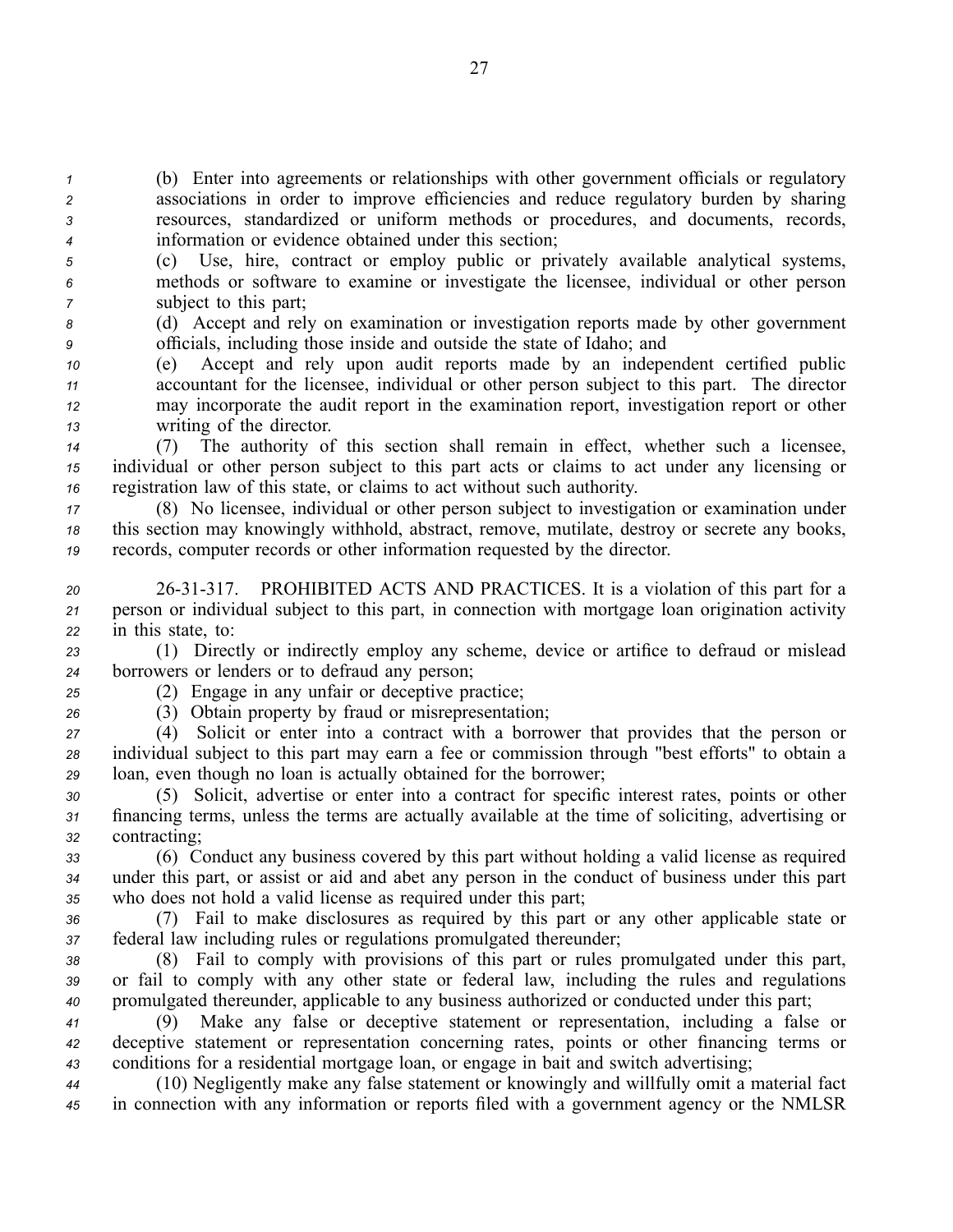(b) Enter into agreements or relationships with other government officials or regulatory associations in order to improve efficiencies and reduce regulatory burden by sharing resources, standardized or uniform methods or procedures, and documents, records, information or evidence obtained under this section;

(c) Use, hire, contract or employ public or privately available analytical systems, methods or software to examine or investigate the licensee, individual or other person subject to this part;

(d) Accept and rely on examination or investigation reports made by other government officials, including those inside and outside the state of Idaho; and

(e) Accept and rely upon audit reports made by an independent certified public accountant for the licensee, individual or other person subject to this part. The director may incorporate the audit report in the examination report, investigation report or other writing of the director.

(7) The authority of this section shall remain in effect, whether such a licensee, individual or other person subject to this part acts or claims to act under any licensing or registration law of this state, or claims to act without such authority.

(8) No licensee, individual or other person subject to investigation or examination under this section may knowingly withhold, abstract, remove, mutilate, destroy or secrete any books, records, computer records or other information requested by the director.

26-31-317. PROHIBITED ACTS AND PRACTICES. It is a violation of this part for a person or individual subject to this part, in connection with mortgage loan origination activity in this state, to:

(1) Directly or indirectly employ any scheme, device or artifice to defraud or mislead borrowers or lenders or to defraud any person;

(2) Engage in any unfair or deceptive practice;

(3) Obtain property by fraud or misrepresentation;

(4) Solicit or enter into a contract with a borrower that provides that the person or individual subject to this part may earn a fee or commission through "best efforts" to obtain a loan, even though no loan is actually obtained for the borrower;

(5) Solicit, advertise or enter into a contract for specific interest rates, points or other financing terms, unless the terms are actually available at the time of soliciting, advertising or contracting;

(6) Conduct any business covered by this part without holding a valid license as required under this part, or assist or aid and abet any person in the conduct of business under this part who does not hold a valid license as required under this part;

(7) Fail to make disclosures as required by this part or any other applicable state or federal law including rules or regulations promulgated thereunder;

(8) Fail to comply with provisions of this part or rules promulgated under this part, or fail to comply with any other state or federal law, including the rules and regulations promulgated thereunder, applicable to any business authorized or conducted under this part;

(9) Make any false or deceptive statement or representation, including a false or deceptive statement or representation concerning rates, points or other financing terms or conditions for a residential mortgage loan, or engage in bait and switch advertising;

(10) Negligently make any false statement or knowingly and willfully omit a material fact in connection with any information or reports filed with a government agency or the NMLSR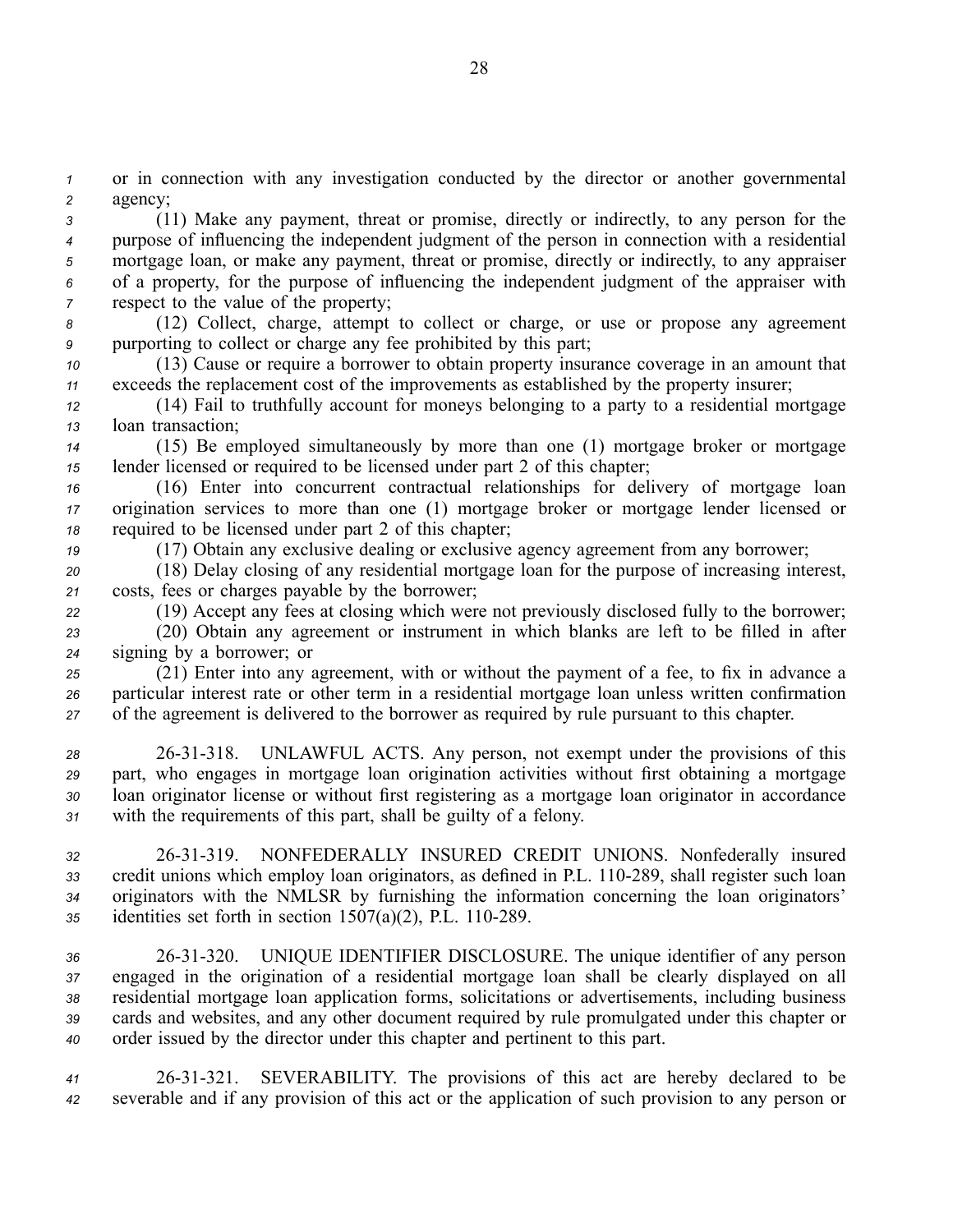or in connection with any investigation conducted by the director or another governmental agency;

(11) Make any payment, threat or promise, directly or indirectly, to any person for the purpose of influencing the independent judgment of the person in connection with a residential mortgage loan, or make any payment, threat or promise, directly or indirectly, to any appraiser of a property, for the purpose of influencing the independent judgment of the appraiser with respect to the value of the property;

(12) Collect, charge, attempt to collect or charge, or use or propose any agreement purporting to collect or charge any fee prohibited by this part;

(13) Cause or require a borrower to obtain property insurance coverage in an amount that exceeds the replacement cost of the improvements as established by the property insurer;

(14) Fail to truthfully account for moneys belonging to a party to a residential mortgage loan transaction;

(15) Be employed simultaneously by more than one (1) mortgage broker or mortgage lender licensed or required to be licensed under part 2 of this chapter;

(16) Enter into concurrent contractual relationships for delivery of mortgage loan origination services to more than one (1) mortgage broker or mortgage lender licensed or required to be licensed under part 2 of this chapter;

(17) Obtain any exclusive dealing or exclusive agency agreement from any borrower;

(18) Delay closing of any residential mortgage loan for the purpose of increasing interest, costs, fees or charges payable by the borrower;

(19) Accept any fees at closing which were not previously disclosed fully to the borrower;

(20) Obtain any agreement or instrument in which blanks are left to be filled in after signing by a borrower; or

(21) Enter into any agreement, with or without the payment of a fee, to fix in advance a particular interest rate or other term in a residential mortgage loan unless written confirmation of the agreement is delivered to the borrower as required by rule pursuant to this chapter.

26-31-318. UNLAWFUL ACTS. Any person, not exempt under the provisions of this part, who engages in mortgage loan origination activities without first obtaining a mortgage loan originator license or without first registering as a mortgage loan originator in accordance with the requirements of this part, shall be guilty of a felony.

26-31-319. NONFEDERALLY INSURED CREDIT UNIONS. Nonfederally insured credit unions which employ loan originators, as defined in P.L. 110-289, shall register such loan originators with the NMLSR by furnishing the information concerning the loan originators' identities set forth in section 1507(a)(2), P.L. 110-289.

26-31-320. UNIQUE IDENTIFIER DISCLOSURE. The unique identifier of any person engaged in the origination of a residential mortgage loan shall be clearly displayed on all residential mortgage loan application forms, solicitations or advertisements, including business cards and websites, and any other document required by rule promulgated under this chapter or order issued by the director under this chapter and pertinent to this part.

26-31-321. SEVERABILITY. The provisions of this act are hereby declared to be severable and if any provision of this act or the application of such provision to any person or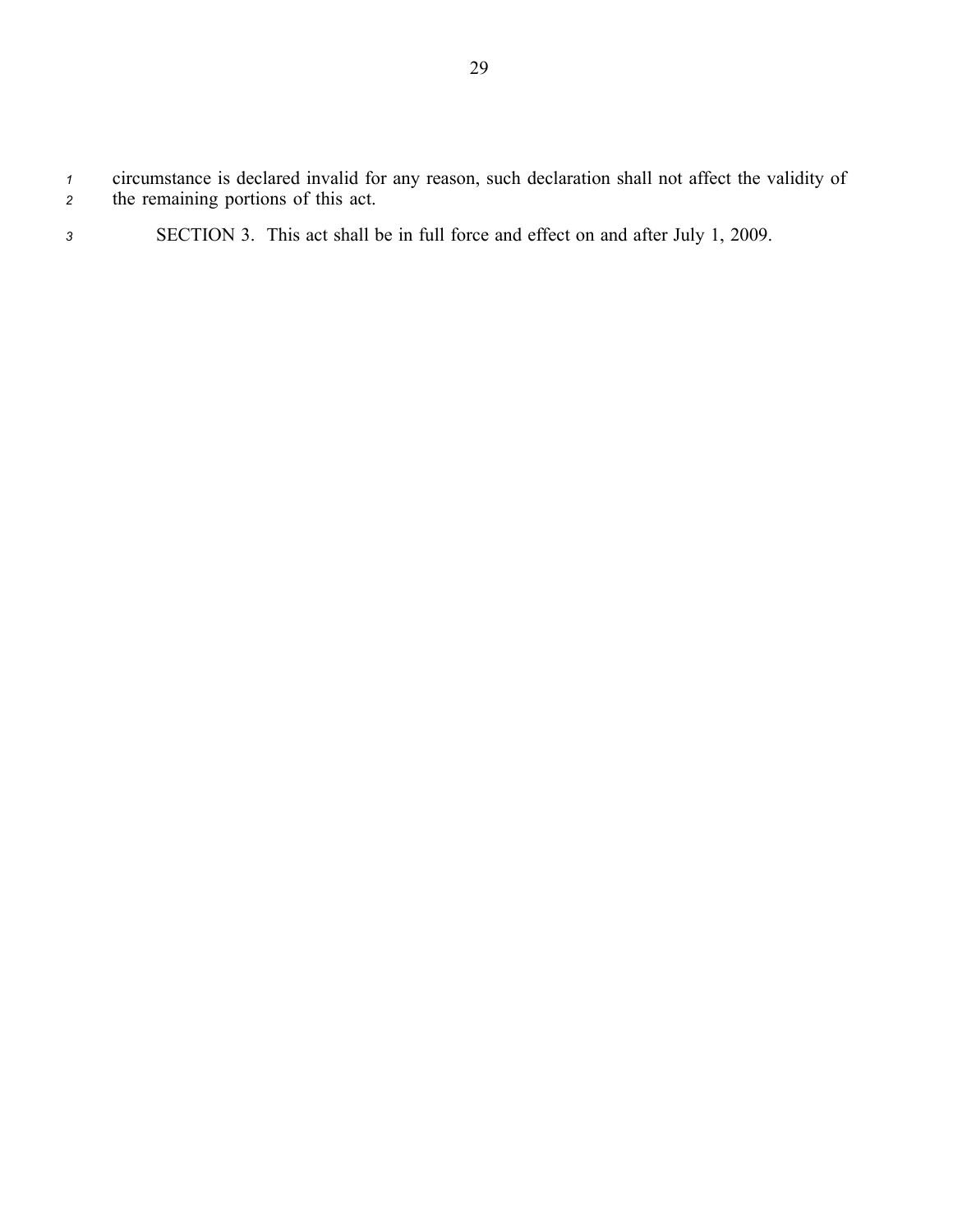circumstance is declared invalid for any reason, such declaration shall not affect the validity of the remaining portions of this act.

SECTION 3. This act shall be in full force and effect on and after July 1, 2009.